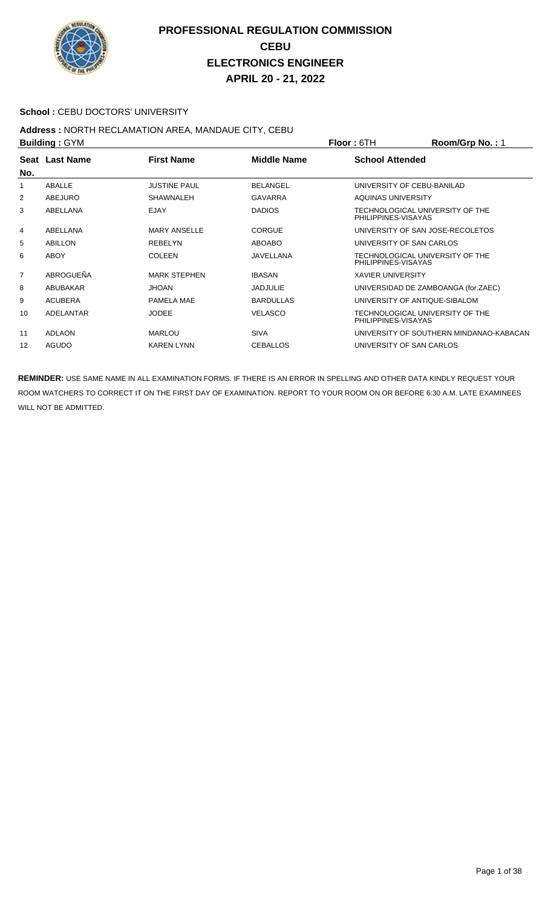# PROFESSIONAL REGULATION COMMISSION
## CEBU
## ELECTRONICS ENGINEER
## APRIL 20 - 21, 2022

**School :** CEBU DOCTORS' UNIVERSITY

**Address :** NORTH RECLAMATION AREA, MANDAUE CITY, CEBU

**Building :** GYM **Floor :** 6TH **Room/Grp No. :** 1

| Seat No. | Last Name | First Name | Middle Name | School Attended |
|---|---|---|---|---|
| 1 | ABALLE | JUSTINE PAUL | BELANGEL | UNIVERSITY OF CEBU-BANILAD |
| 2 | ABEJURO | SHAWNALEH | GAVARRA | AQUINAS UNIVERSITY |
| 3 | ABELLANA | EJAY | DADIOS | TECHNOLOGICAL UNIVERSITY OF THE PHILIPPINES-VISAYAS |
| 4 | ABELLANA | MARY ANSELLE | CORGUE | UNIVERSITY OF SAN JOSE-RECOLETOS |
| 5 | ABILLON | REBELYN | ABOABO | UNIVERSITY OF SAN CARLOS |
| 6 | ABOY | COLEEN | JAVELLANA | TECHNOLOGICAL UNIVERSITY OF THE PHILIPPINES-VISAYAS |
| 7 | ABROGUEÑA | MARK STEPHEN | IBASAN | XAVIER UNIVERSITY |
| 8 | ABUBAKAR | JHOAN | JADJULIE | UNIVERSIDAD DE ZAMBOANGA (for.ZAEC) |
| 9 | ACUBERA | PAMELA MAE | BARDULLAS | UNIVERSITY OF ANTIQUE-SIBALOM |
| 10 | ADELANTAR | JODEE | VELASCO | TECHNOLOGICAL UNIVERSITY OF THE PHILIPPINES-VISAYAS |
| 11 | ADLAON | MARLOU | SIVA | UNIVERSITY OF SOUTHERN MINDANAO-KABACAN |
| 12 | AGUDO | KAREN LYNN | CEBALLOS | UNIVERSITY OF SAN CARLOS |

**REMINDER:** USE SAME NAME IN ALL EXAMINATION FORMS. IF THERE IS AN ERROR IN SPELLING AND OTHER DATA KINDLY REQUEST YOUR ROOM WATCHERS TO CORRECT IT ON THE FIRST DAY OF EXAMINATION. REPORT TO YOUR ROOM ON OR BEFORE 6:30 A.M. LATE EXAMINEES WILL NOT BE ADMITTED.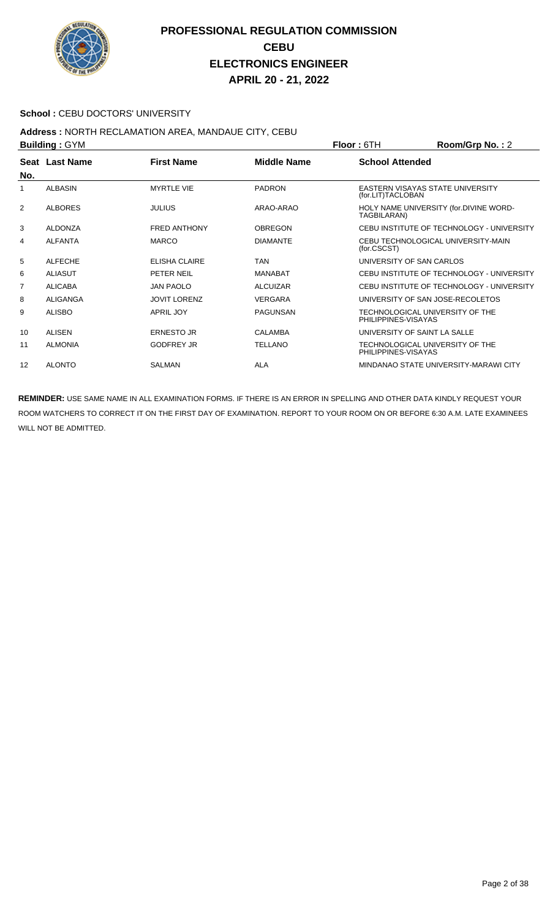# PROFESSIONAL REGULATION COMMISSION
## CEBU
## ELECTRONICS ENGINEER
## APRIL 20 - 21, 2022

**School :** CEBU DOCTORS' UNIVERSITY

**Address :** NORTH RECLAMATION AREA, MANDAUE CITY, CEBU

**Building :** GYM **Floor :** 6TH **Room/Grp No. :** 2

| Seat No. | Last Name | First Name | Middle Name | School Attended |
|---|---|---|---|---|
| 1 | ALBASIN | MYRTLE VIE | PADRON | EASTERN VISAYAS STATE UNIVERSITY (for.LIT)TACLOBAN |
| 2 | ALBORES | JULIUS | ARAO-ARAO | HOLY NAME UNIVERSITY (for.DIVINE WORD-TAGBILARAN) |
| 3 | ALDONZA | FRED ANTHONY | OBREGON | CEBU INSTITUTE OF TECHNOLOGY - UNIVERSITY |
| 4 | ALFANTA | MARCO | DIAMANTE | CEBU TECHNOLOGICAL UNIVERSITY-MAIN (for.CSCST) |
| 5 | ALFECHE | ELISHA CLAIRE | TAN | UNIVERSITY OF SAN CARLOS |
| 6 | ALIASUT | PETER NEIL | MANABAT | CEBU INSTITUTE OF TECHNOLOGY - UNIVERSITY |
| 7 | ALICABA | JAN PAOLO | ALCUIZAR | CEBU INSTITUTE OF TECHNOLOGY - UNIVERSITY |
| 8 | ALIGANGA | JOVIT LORENZ | VERGARA | UNIVERSITY OF SAN JOSE-RECOLETOS |
| 9 | ALISBO | APRIL JOY | PAGUNSAN | TECHNOLOGICAL UNIVERSITY OF THE PHILIPPINES-VISAYAS |
| 10 | ALISEN | ERNESTO JR | CALAMBA | UNIVERSITY OF SAINT LA SALLE |
| 11 | ALMONIA | GODFREY JR | TELLANO | TECHNOLOGICAL UNIVERSITY OF THE PHILIPPINES-VISAYAS |
| 12 | ALONTO | SALMAN | ALA | MINDANAO STATE UNIVERSITY-MARAWI CITY |

**REMINDER:** USE SAME NAME IN ALL EXAMINATION FORMS. IF THERE IS AN ERROR IN SPELLING AND OTHER DATA KINDLY REQUEST YOUR ROOM WATCHERS TO CORRECT IT ON THE FIRST DAY OF EXAMINATION. REPORT TO YOUR ROOM ON OR BEFORE 6:30 A.M. LATE EXAMINEES WILL NOT BE ADMITTED.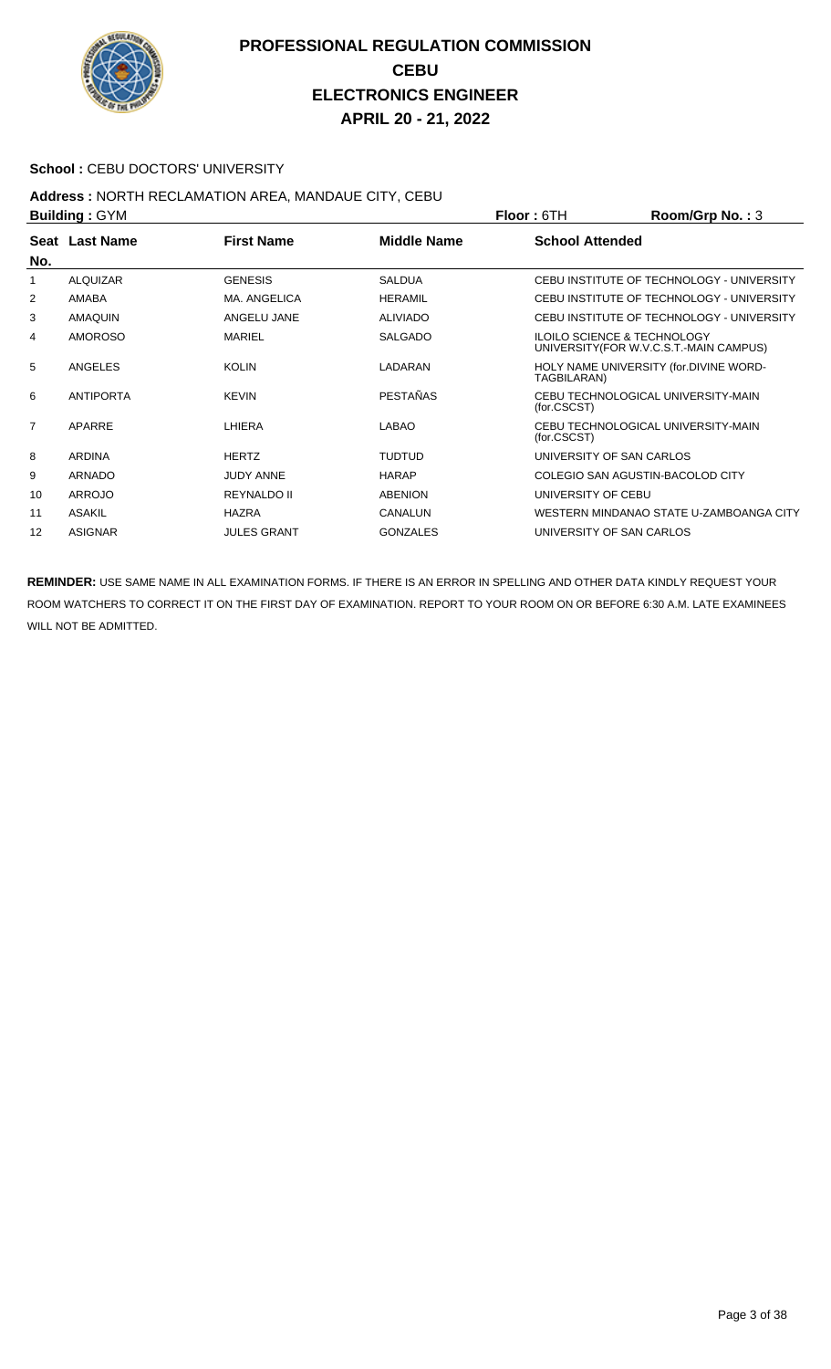# PROFESSIONAL REGULATION COMMISSION
## CEBU
## ELECTRONICS ENGINEER
## APRIL 20 - 21, 2022

**School :** CEBU DOCTORS' UNIVERSITY

**Address :** NORTH RECLAMATION AREA, MANDAUE CITY, CEBU

**Building :** GYM **Floor :** 6TH **Room/Grp No. :** 3

| Seat No. | Last Name | First Name | Middle Name | School Attended |
|---|---|---|---|---|
| 1 | ALQUIZAR | GENESIS | SALDUA | CEBU INSTITUTE OF TECHNOLOGY - UNIVERSITY |
| 2 | AMABA | MA. ANGELICA | HERAMIL | CEBU INSTITUTE OF TECHNOLOGY - UNIVERSITY |
| 3 | AMAQUIN | ANGELU JANE | ALIVIADO | CEBU INSTITUTE OF TECHNOLOGY - UNIVERSITY |
| 4 | AMOROSO | MARIEL | SALGADO | ILOILO SCIENCE & TECHNOLOGY UNIVERSITY(FOR W.V.C.S.T.-MAIN CAMPUS) |
| 5 | ANGELES | KOLIN | LADARAN | HOLY NAME UNIVERSITY (for.DIVINE WORD-TAGBILARAN) |
| 6 | ANTIPORTA | KEVIN | PESTAÑAS | CEBU TECHNOLOGICAL UNIVERSITY-MAIN (for.CSCST) |
| 7 | APARRE | LHIERA | LABAO | CEBU TECHNOLOGICAL UNIVERSITY-MAIN (for.CSCST) |
| 8 | ARDINA | HERTZ | TUDTUD | UNIVERSITY OF SAN CARLOS |
| 9 | ARNADO | JUDY ANNE | HARAP | COLEGIO SAN AGUSTIN-BACOLOD CITY |
| 10 | ARROJO | REYNALDO II | ABENION | UNIVERSITY OF CEBU |
| 11 | ASAKIL | HAZRA | CANALUN | WESTERN MINDANAO STATE U-ZAMBOANGA CITY |
| 12 | ASIGNAR | JULES GRANT | GONZALES | UNIVERSITY OF SAN CARLOS |

**REMINDER:** USE SAME NAME IN ALL EXAMINATION FORMS. IF THERE IS AN ERROR IN SPELLING AND OTHER DATA KINDLY REQUEST YOUR ROOM WATCHERS TO CORRECT IT ON THE FIRST DAY OF EXAMINATION. REPORT TO YOUR ROOM ON OR BEFORE 6:30 A.M. LATE EXAMINEES WILL NOT BE ADMITTED.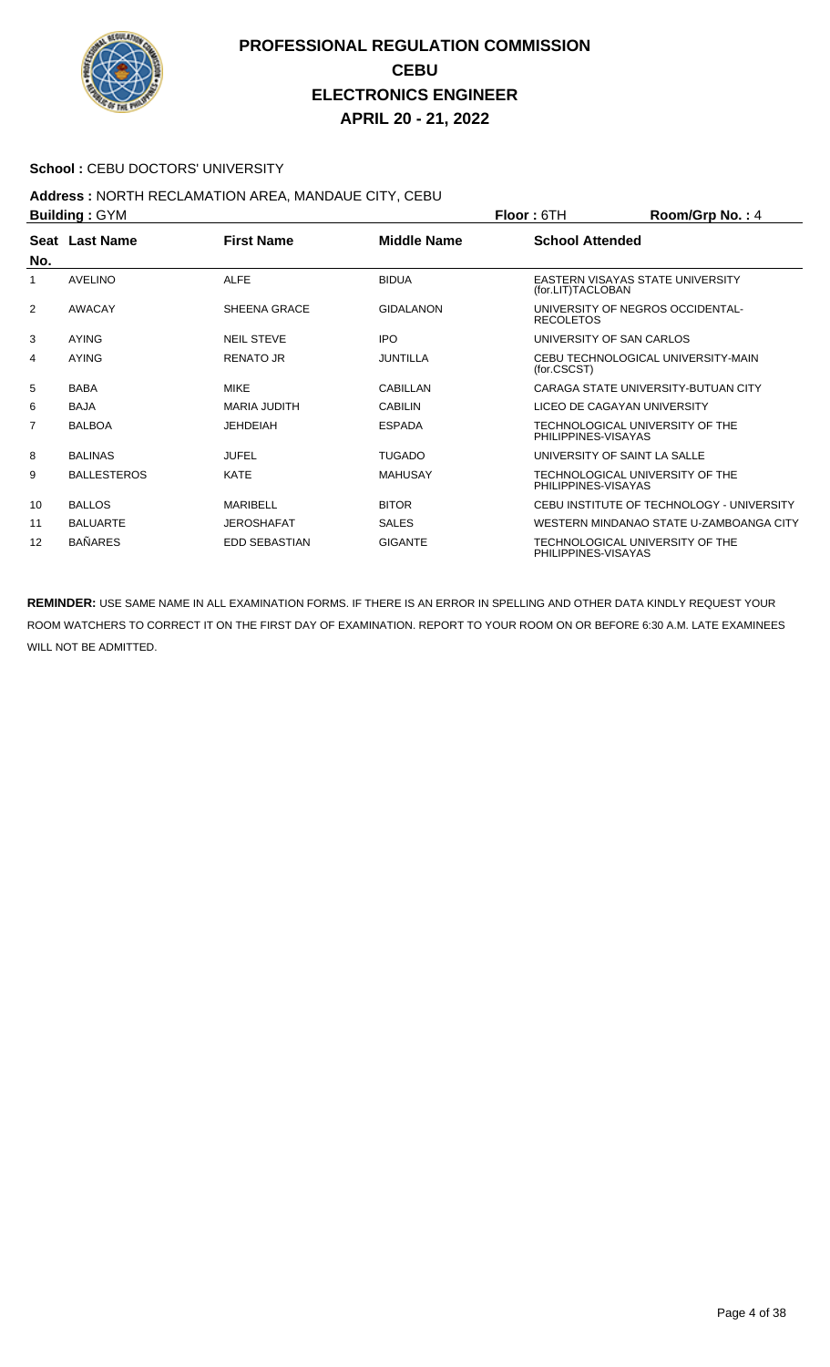# PROFESSIONAL REGULATION COMMISSION
## CEBU
## ELECTRONICS ENGINEER
## APRIL 20 - 21, 2022

**School :** CEBU DOCTORS' UNIVERSITY

**Address :** NORTH RECLAMATION AREA, MANDAUE CITY, CEBU

**Building :** GYM **Floor :** 6TH **Room/Grp No. :** 4

| Seat No. | Last Name | First Name | Middle Name | School Attended |
|---|---|---|---|---|
| 1 | AVELINO | ALFE | BIDUA | EASTERN VISAYAS STATE UNIVERSITY (for.LIT)TACLOBAN |
| 2 | AWACAY | SHEENA GRACE | GIDALANON | UNIVERSITY OF NEGROS OCCIDENTAL-RECOLETOS |
| 3 | AYING | NEIL STEVE | IPO | UNIVERSITY OF SAN CARLOS |
| 4 | AYING | RENATO JR | JUNTILLA | CEBU TECHNOLOGICAL UNIVERSITY-MAIN (for.CSCST) |
| 5 | BABA | MIKE | CABILLAN | CARAGA STATE UNIVERSITY-BUTUAN CITY |
| 6 | BAJA | MARIA JUDITH | CABILIN | LICEO DE CAGAYAN UNIVERSITY |
| 7 | BALBOA | JEHDEIAH | ESPADA | TECHNOLOGICAL UNIVERSITY OF THE PHILIPPINES-VISAYAS |
| 8 | BALINAS | JUFEL | TUGADO | UNIVERSITY OF SAINT LA SALLE |
| 9 | BALLESTEROS | KATE | MAHUSAY | TECHNOLOGICAL UNIVERSITY OF THE PHILIPPINES-VISAYAS |
| 10 | BALLOS | MARIBELL | BITOR | CEBU INSTITUTE OF TECHNOLOGY - UNIVERSITY |
| 11 | BALUARTE | JEROSHAFAT | SALES | WESTERN MINDANAO STATE U-ZAMBOANGA CITY |
| 12 | BAÑARES | EDD SEBASTIAN | GIGANTE | TECHNOLOGICAL UNIVERSITY OF THE PHILIPPINES-VISAYAS |

**REMINDER:** USE SAME NAME IN ALL EXAMINATION FORMS. IF THERE IS AN ERROR IN SPELLING AND OTHER DATA KINDLY REQUEST YOUR ROOM WATCHERS TO CORRECT IT ON THE FIRST DAY OF EXAMINATION. REPORT TO YOUR ROOM ON OR BEFORE 6:30 A.M. LATE EXAMINEES WILL NOT BE ADMITTED.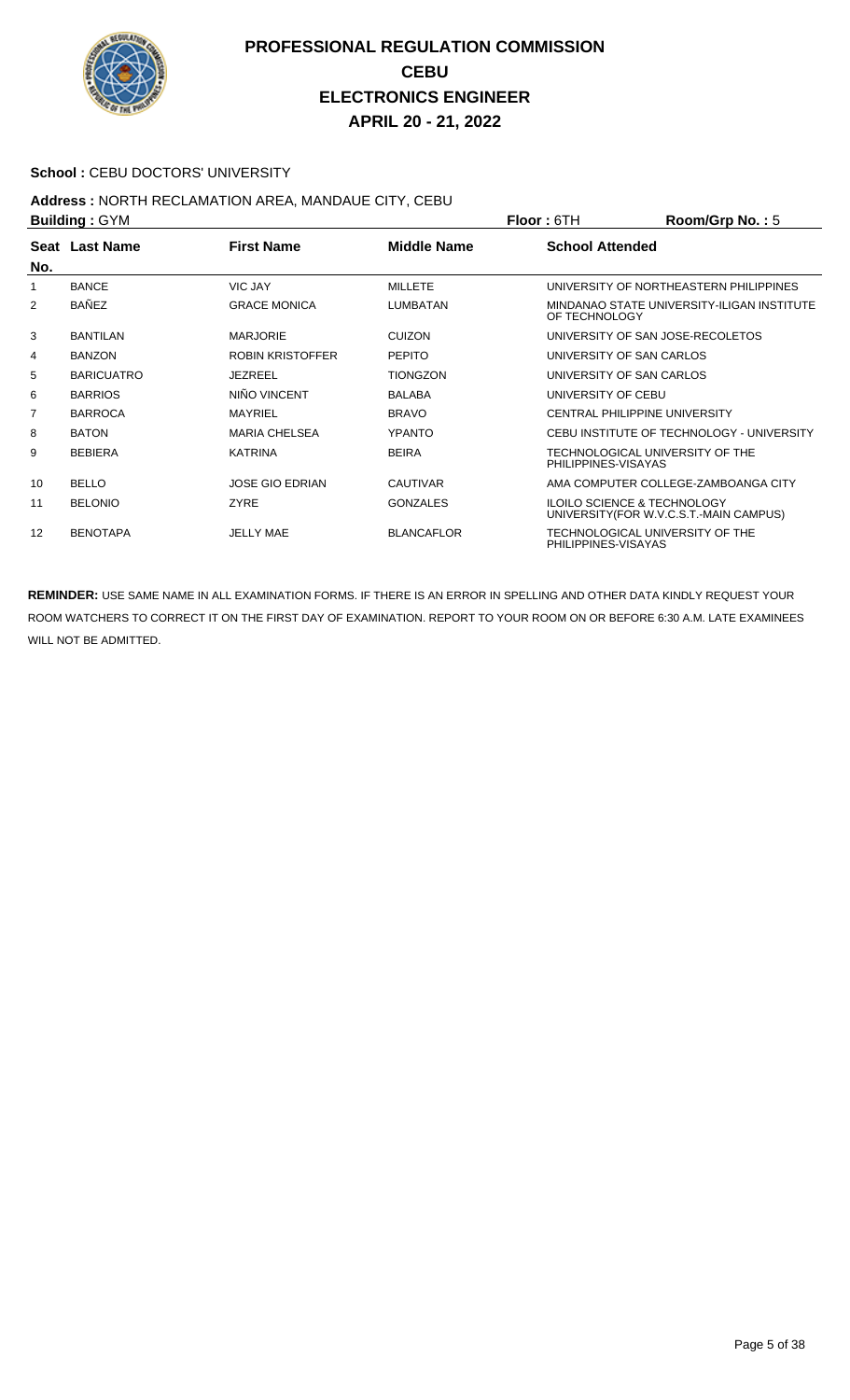# PROFESSIONAL REGULATION COMMISSION
## CEBU
## ELECTRONICS ENGINEER
## APRIL 20 - 21, 2022

**School :** CEBU DOCTORS' UNIVERSITY

**Address :** NORTH RECLAMATION AREA, MANDAUE CITY, CEBU

**Building :** GYM **Floor :** 6TH **Room/Grp No. :** 5

| Seat No. | Last Name | First Name | Middle Name | School Attended |
|---|---|---|---|---|
| 1 | BANCE | VIC JAY | MILLETE | UNIVERSITY OF NORTHEASTERN PHILIPPINES |
| 2 | BAÑEZ | GRACE MONICA | LUMBATAN | MINDANAO STATE UNIVERSITY-ILIGAN INSTITUTE OF TECHNOLOGY |
| 3 | BANTILAN | MARJORIE | CUIZON | UNIVERSITY OF SAN JOSE-RECOLETOS |
| 4 | BANZON | ROBIN KRISTOFFER | PEPITO | UNIVERSITY OF SAN CARLOS |
| 5 | BARICUATRO | JEZREEL | TIONGZON | UNIVERSITY OF SAN CARLOS |
| 6 | BARRIOS | NIÑO VINCENT | BALABA | UNIVERSITY OF CEBU |
| 7 | BARROCA | MAYRIEL | BRAVO | CENTRAL PHILIPPINE UNIVERSITY |
| 8 | BATON | MARIA CHELSEA | YPANTO | CEBU INSTITUTE OF TECHNOLOGY - UNIVERSITY |
| 9 | BEBIERA | KATRINA | BEIRA | TECHNOLOGICAL UNIVERSITY OF THE PHILIPPINES-VISAYAS |
| 10 | BELLO | JOSE GIO EDRIAN | CAUTIVAR | AMA COMPUTER COLLEGE-ZAMBOANGA CITY |
| 11 | BELONIO | ZYRE | GONZALES | ILOILO SCIENCE & TECHNOLOGY UNIVERSITY(FOR W.V.C.S.T.-MAIN CAMPUS) |
| 12 | BENOTAPA | JELLY MAE | BLANCAFLOR | TECHNOLOGICAL UNIVERSITY OF THE PHILIPPINES-VISAYAS |

**REMINDER:** USE SAME NAME IN ALL EXAMINATION FORMS. IF THERE IS AN ERROR IN SPELLING AND OTHER DATA KINDLY REQUEST YOUR ROOM WATCHERS TO CORRECT IT ON THE FIRST DAY OF EXAMINATION. REPORT TO YOUR ROOM ON OR BEFORE 6:30 A.M. LATE EXAMINEES WILL NOT BE ADMITTED.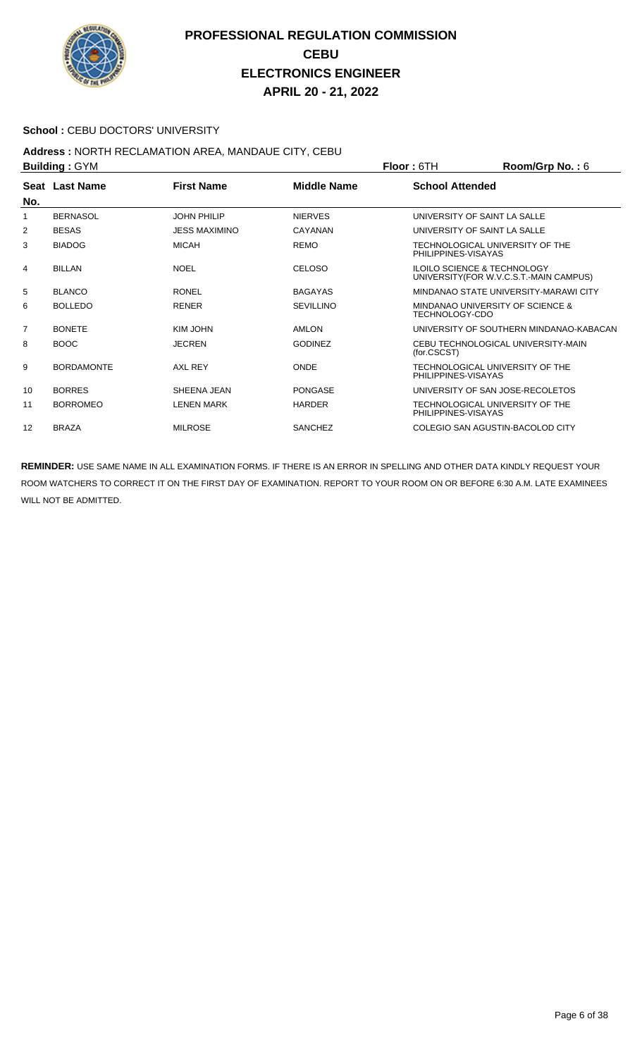# PROFESSIONAL REGULATION COMMISSION
## CEBU
## ELECTRONICS ENGINEER
## APRIL 20 - 21, 2022

**School :** CEBU DOCTORS' UNIVERSITY

**Address :** NORTH RECLAMATION AREA, MANDAUE CITY, CEBU

**Building :** GYM **Floor :** 6TH **Room/Grp No. :** 6

| Seat No. | Last Name | First Name | Middle Name | School Attended |
|---|---|---|---|---|
| 1 | BERNASOL | JOHN PHILIP | NIERVES | UNIVERSITY OF SAINT LA SALLE |
| 2 | BESAS | JESS MAXIMINO | CAYANAN | UNIVERSITY OF SAINT LA SALLE |
| 3 | BIADOG | MICAH | REMO | TECHNOLOGICAL UNIVERSITY OF THE PHILIPPINES-VISAYAS |
| 4 | BILLAN | NOEL | CELOSO | ILOILO SCIENCE & TECHNOLOGY UNIVERSITY(FOR W.V.C.S.T.-MAIN CAMPUS) |
| 5 | BLANCO | RONEL | BAGAYAS | MINDANAO STATE UNIVERSITY-MARAWI CITY |
| 6 | BOLLEDO | RENER | SEVILLINO | MINDANAO UNIVERSITY OF SCIENCE & TECHNOLOGY-CDO |
| 7 | BONETE | KIM JOHN | AMLON | UNIVERSITY OF SOUTHERN MINDANAO-KABACAN |
| 8 | BOOC | JECREN | GODINEZ | CEBU TECHNOLOGICAL UNIVERSITY-MAIN (for.CSCST) |
| 9 | BORDAMONTE | AXL REY | ONDE | TECHNOLOGICAL UNIVERSITY OF THE PHILIPPINES-VISAYAS |
| 10 | BORRES | SHEENA JEAN | PONGASE | UNIVERSITY OF SAN JOSE-RECOLETOS |
| 11 | BORROMEO | LENEN MARK | HARDER | TECHNOLOGICAL UNIVERSITY OF THE PHILIPPINES-VISAYAS |
| 12 | BRAZA | MILROSE | SANCHEZ | COLEGIO SAN AGUSTIN-BACOLOD CITY |

**REMINDER:** USE SAME NAME IN ALL EXAMINATION FORMS. IF THERE IS AN ERROR IN SPELLING AND OTHER DATA KINDLY REQUEST YOUR ROOM WATCHERS TO CORRECT IT ON THE FIRST DAY OF EXAMINATION. REPORT TO YOUR ROOM ON OR BEFORE 6:30 A.M. LATE EXAMINEES WILL NOT BE ADMITTED.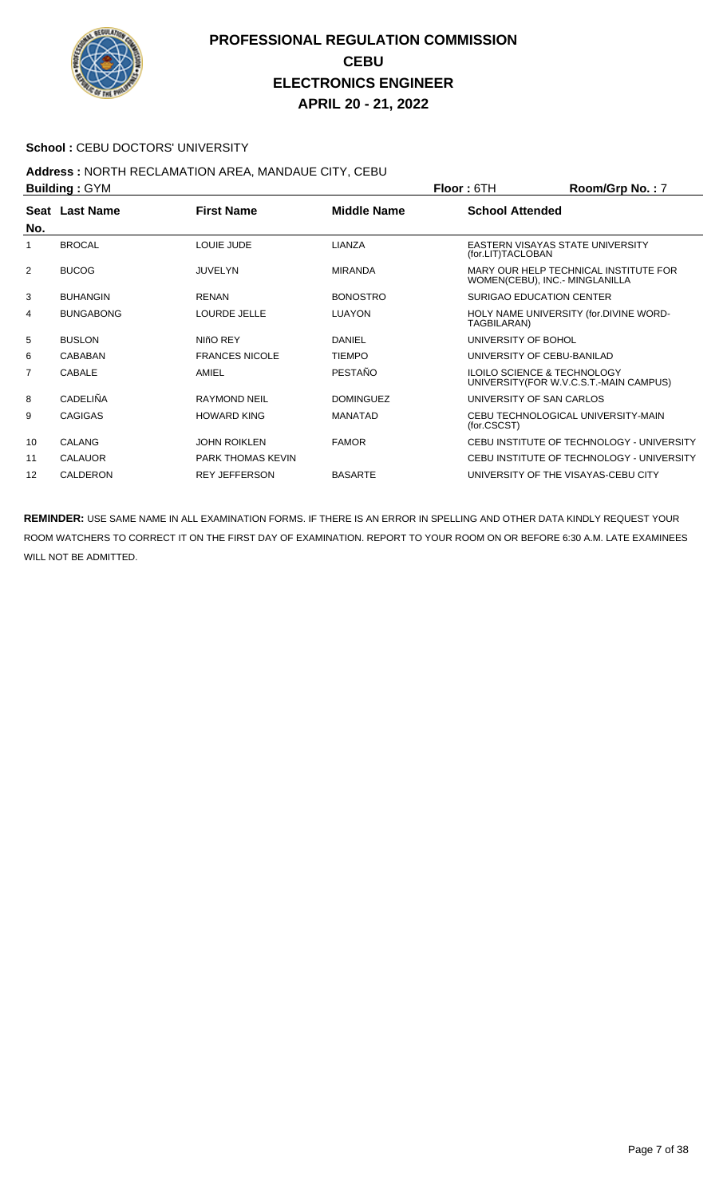# PROFESSIONAL REGULATION COMMISSION
# CEBU
# ELECTRONICS ENGINEER
# APRIL 20 - 21, 2022

**School :** CEBU DOCTORS' UNIVERSITY

**Address :** NORTH RECLAMATION AREA, MANDAUE CITY, CEBU

**Building :** GYM **Floor :** 6TH **Room/Grp No. :** 7

| Seat No. | Last Name | First Name | Middle Name | School Attended |
|---|---|---|---|---|
| 1 | BROCAL | LOUIE JUDE | LIANZA | EASTERN VISAYAS STATE UNIVERSITY (for.LIT)TACLOBAN |
| 2 | BUCOG | JUVELYN | MIRANDA | MARY OUR HELP TECHNICAL INSTITUTE FOR WOMEN(CEBU), INC.- MINGLANILLA |
| 3 | BUHANGIN | RENAN | BONOSTRO | SURIGAO EDUCATION CENTER |
| 4 | BUNGABONG | LOURDE JELLE | LUAYON | HOLY NAME UNIVERSITY (for.DIVINE WORD-TAGBILARAN) |
| 5 | BUSLON | NIñO REY | DANIEL | UNIVERSITY OF BOHOL |
| 6 | CABABAN | FRANCES NICOLE | TIEMPO | UNIVERSITY OF CEBU-BANILAD |
| 7 | CABALE | AMIEL | PESTAÑO | ILOILO SCIENCE & TECHNOLOGY UNIVERSITY(FOR W.V.C.S.T.-MAIN CAMPUS) |
| 8 | CADELIÑA | RAYMOND NEIL | DOMINGUEZ | UNIVERSITY OF SAN CARLOS |
| 9 | CAGIGAS | HOWARD KING | MANATAD | CEBU TECHNOLOGICAL UNIVERSITY-MAIN (for.CSCST) |
| 10 | CALANG | JOHN ROIKLEN | FAMOR | CEBU INSTITUTE OF TECHNOLOGY - UNIVERSITY |
| 11 | CALAUOR | PARK THOMAS KEVIN | | CEBU INSTITUTE OF TECHNOLOGY - UNIVERSITY |
| 12 | CALDERON | REY JEFFERSON | BASARTE | UNIVERSITY OF THE VISAYAS-CEBU CITY |

**REMINDER:** USE SAME NAME IN ALL EXAMINATION FORMS. IF THERE IS AN ERROR IN SPELLING AND OTHER DATA KINDLY REQUEST YOUR ROOM WATCHERS TO CORRECT IT ON THE FIRST DAY OF EXAMINATION. REPORT TO YOUR ROOM ON OR BEFORE 6:30 A.M. LATE EXAMINEES WILL NOT BE ADMITTED.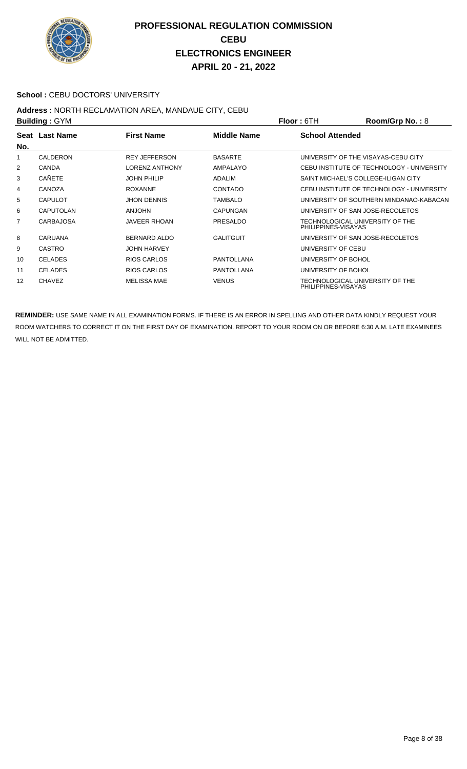# PROFESSIONAL REGULATION COMMISSION
## CEBU
## ELECTRONICS ENGINEER
## APRIL 20 - 21, 2022

**School :** CEBU DOCTORS' UNIVERSITY

**Address :** NORTH RECLAMATION AREA, MANDAUE CITY, CEBU

**Building :** GYM **Floor :** 6TH **Room/Grp No. :** 8

| Seat No. | Last Name | First Name | Middle Name | School Attended |
|---|---|---|---|---|
| 1 | CALDERON | REY JEFFERSON | BASARTE | UNIVERSITY OF THE VISAYAS-CEBU CITY |
| 2 | CANDA | LORENZ ANTHONY | AMPALAYO | CEBU INSTITUTE OF TECHNOLOGY - UNIVERSITY |
| 3 | CAÑETE | JOHN PHILIP | ADALIM | SAINT MICHAEL'S COLLEGE-ILIGAN CITY |
| 4 | CANOZA | ROXANNE | CONTADO | CEBU INSTITUTE OF TECHNOLOGY - UNIVERSITY |
| 5 | CAPULOT | JHON DENNIS | TAMBALO | UNIVERSITY OF SOUTHERN MINDANAO-KABACAN |
| 6 | CAPUTOLAN | ANJOHN | CAPUNGAN | UNIVERSITY OF SAN JOSE-RECOLETOS |
| 7 | CARBAJOSA | JAVEER RHOAN | PRESALDO | TECHNOLOGICAL UNIVERSITY OF THE PHILIPPINES-VISAYAS |
| 8 | CARUANA | BERNARD ALDO | GALITGUIT | UNIVERSITY OF SAN JOSE-RECOLETOS |
| 9 | CASTRO | JOHN HARVEY | | UNIVERSITY OF CEBU |
| 10 | CELADES | RIOS CARLOS | PANTOLLANA | UNIVERSITY OF BOHOL |
| 11 | CELADES | RIOS CARLOS | PANTOLLANA | UNIVERSITY OF BOHOL |
| 12 | CHAVEZ | MELISSA MAE | VENUS | TECHNOLOGICAL UNIVERSITY OF THE PHILIPPINES-VISAYAS |

**REMINDER:** USE SAME NAME IN ALL EXAMINATION FORMS. IF THERE IS AN ERROR IN SPELLING AND OTHER DATA KINDLY REQUEST YOUR ROOM WATCHERS TO CORRECT IT ON THE FIRST DAY OF EXAMINATION. REPORT TO YOUR ROOM ON OR BEFORE 6:30 A.M. LATE EXAMINEES WILL NOT BE ADMITTED.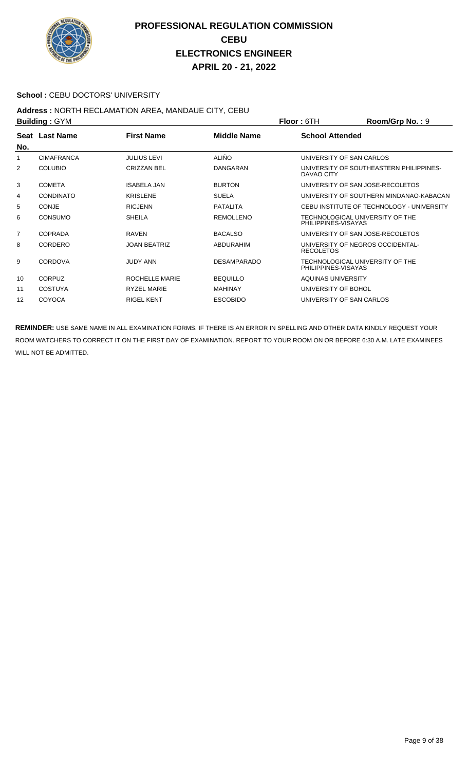# PROFESSIONAL REGULATION COMMISSION
## CEBU
## ELECTRONICS ENGINEER
## APRIL 20 - 21, 2022

**School :** CEBU DOCTORS' UNIVERSITY

**Address :** NORTH RECLAMATION AREA, MANDAUE CITY, CEBU

**Building :** GYM **Floor :** 6TH **Room/Grp No. :** 9

| Seat No. | Last Name | First Name | Middle Name | School Attended |
|---|---|---|---|---|
| 1 | CIMAFRANCA | JULIUS LEVI | ALIÑO | UNIVERSITY OF SAN CARLOS |
| 2 | COLUBIO | CRIZZAN BEL | DANGARAN | UNIVERSITY OF SOUTHEASTERN PHILIPPINES-DAVAO CITY |
| 3 | COMETA | ISABELA JAN | BURTON | UNIVERSITY OF SAN JOSE-RECOLETOS |
| 4 | CONDINATO | KRISLENE | SUELA | UNIVERSITY OF SOUTHERN MINDANAO-KABACAN |
| 5 | CONJE | RICJENN | PATALITA | CEBU INSTITUTE OF TECHNOLOGY - UNIVERSITY |
| 6 | CONSUMO | SHEILA | REMOLLENO | TECHNOLOGICAL UNIVERSITY OF THE PHILIPPINES-VISAYAS |
| 7 | COPRADA | RAVEN | BACALSO | UNIVERSITY OF SAN JOSE-RECOLETOS |
| 8 | CORDERO | JOAN BEATRIZ | ABDURAHIM | UNIVERSITY OF NEGROS OCCIDENTAL-RECOLETOS |
| 9 | CORDOVA | JUDY ANN | DESAMPARADO | TECHNOLOGICAL UNIVERSITY OF THE PHILIPPINES-VISAYAS |
| 10 | CORPUZ | ROCHELLE MARIE | BEQUILLO | AQUINAS UNIVERSITY |
| 11 | COSTUYA | RYZEL MARIE | MAHINAY | UNIVERSITY OF BOHOL |
| 12 | COYOCA | RIGEL KENT | ESCOBIDO | UNIVERSITY OF SAN CARLOS |

**REMINDER:** USE SAME NAME IN ALL EXAMINATION FORMS. IF THERE IS AN ERROR IN SPELLING AND OTHER DATA KINDLY REQUEST YOUR ROOM WATCHERS TO CORRECT IT ON THE FIRST DAY OF EXAMINATION. REPORT TO YOUR ROOM ON OR BEFORE 6:30 A.M. LATE EXAMINEES WILL NOT BE ADMITTED.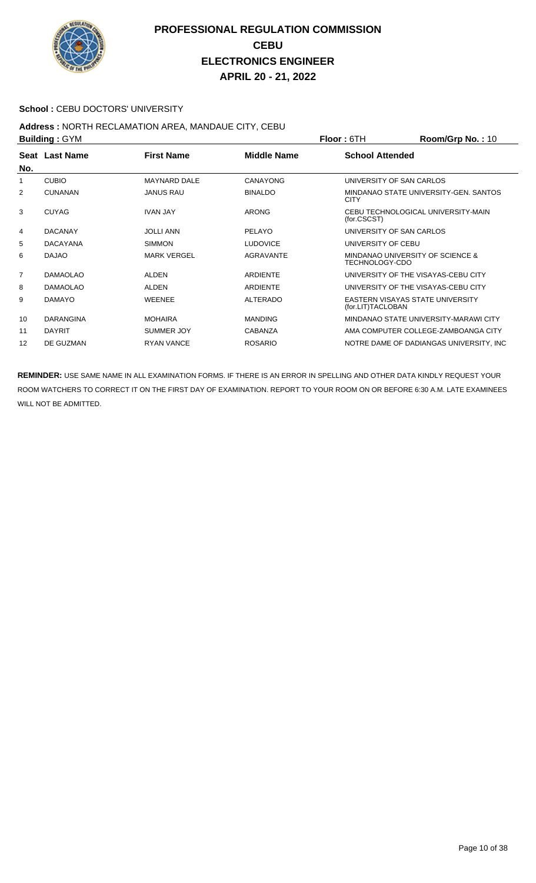# PROFESSIONAL REGULATION COMMISSION
## CEBU
## ELECTRONICS ENGINEER
## APRIL 20 - 21, 2022

**School :** CEBU DOCTORS' UNIVERSITY

**Address :** NORTH RECLAMATION AREA, MANDAUE CITY, CEBU

**Building :** GYM **Floor :** 6TH **Room/Grp No. :** 10

| Seat No. | Last Name | First Name | Middle Name | School Attended |
|---|---|---|---|---|
| 1 | CUBIO | MAYNARD DALE | CANAYONG | UNIVERSITY OF SAN CARLOS |
| 2 | CUNANAN | JANUS RAU | BINALDO | MINDANAO STATE UNIVERSITY-GEN. SANTOS CITY |
| 3 | CUYAG | IVAN JAY | ARONG | CEBU TECHNOLOGICAL UNIVERSITY-MAIN (for.CSCST) |
| 4 | DACANAY | JOLLI ANN | PELAYO | UNIVERSITY OF SAN CARLOS |
| 5 | DACAYANA | SIMMON | LUDOVICE | UNIVERSITY OF CEBU |
| 6 | DAJAO | MARK VERGEL | AGRAVANTE | MINDANAO UNIVERSITY OF SCIENCE & TECHNOLOGY-CDO |
| 7 | DAMAOLAO | ALDEN | ARDIENTE | UNIVERSITY OF THE VISAYAS-CEBU CITY |
| 8 | DAMAOLAO | ALDEN | ARDIENTE | UNIVERSITY OF THE VISAYAS-CEBU CITY |
| 9 | DAMAYO | WEENEE | ALTERADO | EASTERN VISAYAS STATE UNIVERSITY (for.LIT)TACLOBAN |
| 10 | DARANGINA | MOHAIRA | MANDING | MINDANAO STATE UNIVERSITY-MARAWI CITY |
| 11 | DAYRIT | SUMMER JOY | CABANZA | AMA COMPUTER COLLEGE-ZAMBOANGA CITY |
| 12 | DE GUZMAN | RYAN VANCE | ROSARIO | NOTRE DAME OF DADIANGAS UNIVERSITY, INC |

**REMINDER:** USE SAME NAME IN ALL EXAMINATION FORMS. IF THERE IS AN ERROR IN SPELLING AND OTHER DATA KINDLY REQUEST YOUR ROOM WATCHERS TO CORRECT IT ON THE FIRST DAY OF EXAMINATION. REPORT TO YOUR ROOM ON OR BEFORE 6:30 A.M. LATE EXAMINEES WILL NOT BE ADMITTED.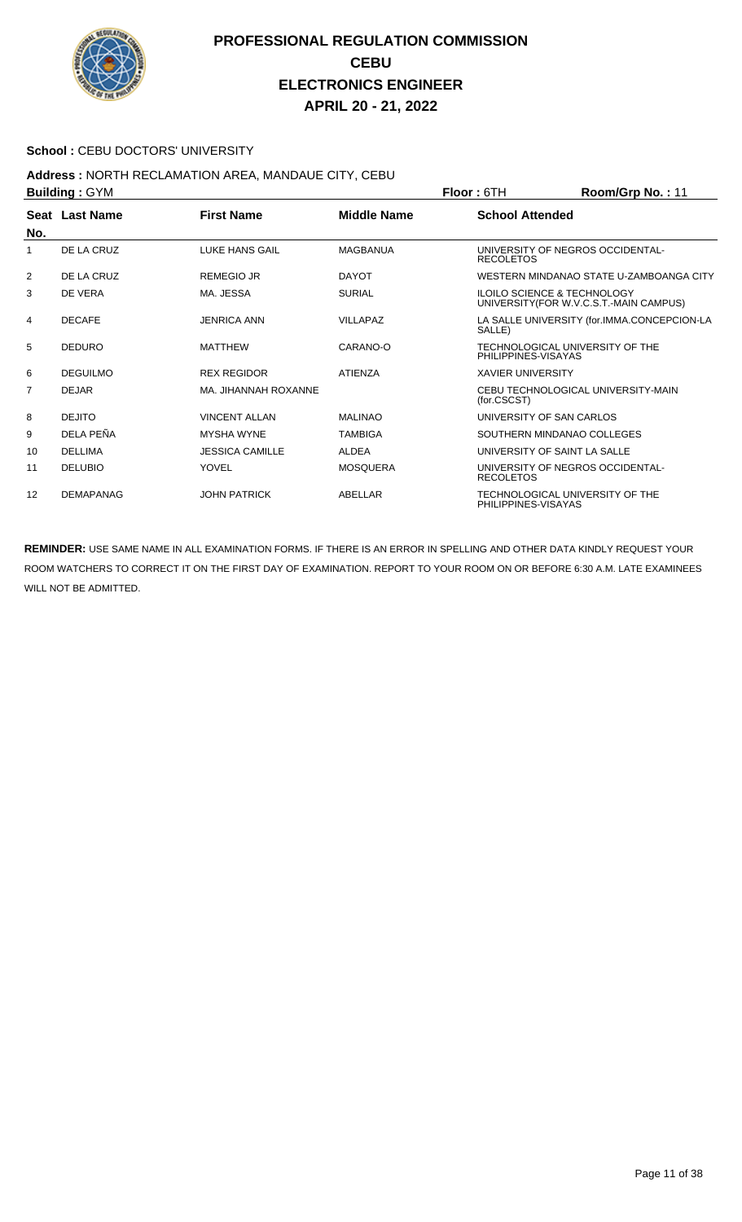# PROFESSIONAL REGULATION COMMISSION
## CEBU
## ELECTRONICS ENGINEER
## APRIL 20 - 21, 2022

**School :** CEBU DOCTORS' UNIVERSITY

**Address :** NORTH RECLAMATION AREA, MANDAUE CITY, CEBU

**Building :** GYM **Floor :** 6TH **Room/Grp No. :** 11

| Seat No. | Last Name | First Name | Middle Name | School Attended |
|---|---|---|---|---|
| 1 | DE LA CRUZ | LUKE HANS GAIL | MAGBANUA | UNIVERSITY OF NEGROS OCCIDENTAL-RECOLETOS |
| 2 | DE LA CRUZ | REMEGIO JR | DAYOT | WESTERN MINDANAO STATE U-ZAMBOANGA CITY |
| 3 | DE VERA | MA. JESSA | SURIAL | ILOILO SCIENCE & TECHNOLOGY UNIVERSITY(FOR W.V.C.S.T.-MAIN CAMPUS) |
| 4 | DECAFE | JENRICA ANN | VILLAPAZ | LA SALLE UNIVERSITY (for.IMMA.CONCEPCION-LA SALLE) |
| 5 | DEDURO | MATTHEW | CARANO-O | TECHNOLOGICAL UNIVERSITY OF THE PHILIPPINES-VISAYAS |
| 6 | DEGUILMO | REX REGIDOR | ATIENZA | XAVIER UNIVERSITY |
| 7 | DEJAR | MA. JIHANNAH ROXANNE | | CEBU TECHNOLOGICAL UNIVERSITY-MAIN (for.CSCST) |
| 8 | DEJITO | VINCENT ALLAN | MALINAO | UNIVERSITY OF SAN CARLOS |
| 9 | DELA PEÑA | MYSHA WYNE | TAMBIGA | SOUTHERN MINDANAO COLLEGES |
| 10 | DELLIMA | JESSICA CAMILLE | ALDEA | UNIVERSITY OF SAINT LA SALLE |
| 11 | DELUBIO | YOVEL | MOSQUERA | UNIVERSITY OF NEGROS OCCIDENTAL-RECOLETOS |
| 12 | DEMAPANAG | JOHN PATRICK | ABELLAR | TECHNOLOGICAL UNIVERSITY OF THE PHILIPPINES-VISAYAS |

**REMINDER:** USE SAME NAME IN ALL EXAMINATION FORMS. IF THERE IS AN ERROR IN SPELLING AND OTHER DATA KINDLY REQUEST YOUR ROOM WATCHERS TO CORRECT IT ON THE FIRST DAY OF EXAMINATION. REPORT TO YOUR ROOM ON OR BEFORE 6:30 A.M. LATE EXAMINEES WILL NOT BE ADMITTED.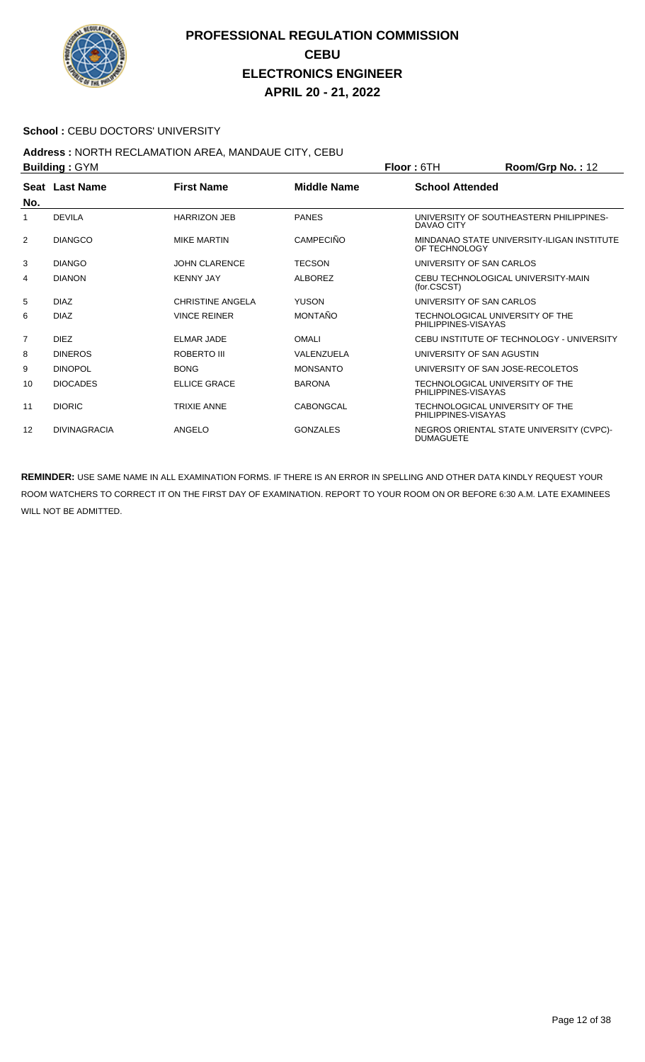# PROFESSIONAL REGULATION COMMISSION
## CEBU
## ELECTRONICS ENGINEER
## APRIL 20 - 21, 2022

**School :** CEBU DOCTORS' UNIVERSITY

**Address :** NORTH RECLAMATION AREA, MANDAUE CITY, CEBU

**Building :** GYM **Floor :** 6TH **Room/Grp No. :** 12

| Seat No. | Last Name | First Name | Middle Name | School Attended |
|---|---|---|---|---|
| 1 | DEVILA | HARRIZON JEB | PANES | UNIVERSITY OF SOUTHEASTERN PHILIPPINES-DAVAO CITY |
| 2 | DIANGCO | MIKE MARTIN | CAMPECIÑO | MINDANAO STATE UNIVERSITY-ILIGAN INSTITUTE OF TECHNOLOGY |
| 3 | DIANGO | JOHN CLARENCE | TECSON | UNIVERSITY OF SAN CARLOS |
| 4 | DIANON | KENNY JAY | ALBOREZ | CEBU TECHNOLOGICAL UNIVERSITY-MAIN (for.CSCST) |
| 5 | DIAZ | CHRISTINE ANGELA | YUSON | UNIVERSITY OF SAN CARLOS |
| 6 | DIAZ | VINCE REINER | MONTAÑO | TECHNOLOGICAL UNIVERSITY OF THE PHILIPPINES-VISAYAS |
| 7 | DIEZ | ELMAR JADE | OMALI | CEBU INSTITUTE OF TECHNOLOGY - UNIVERSITY |
| 8 | DINEROS | ROBERTO III | VALENZUELA | UNIVERSITY OF SAN AGUSTIN |
| 9 | DINOPOL | BONG | MONSANTO | UNIVERSITY OF SAN JOSE-RECOLETOS |
| 10 | DIOCADES | ELLICE GRACE | BARONA | TECHNOLOGICAL UNIVERSITY OF THE PHILIPPINES-VISAYAS |
| 11 | DIORIC | TRIXIE ANNE | CABONGCAL | TECHNOLOGICAL UNIVERSITY OF THE PHILIPPINES-VISAYAS |
| 12 | DIVINAGRACIA | ANGELO | GONZALES | NEGROS ORIENTAL STATE UNIVERSITY (CVPC)-DUMAGUETE |

**REMINDER:** USE SAME NAME IN ALL EXAMINATION FORMS. IF THERE IS AN ERROR IN SPELLING AND OTHER DATA KINDLY REQUEST YOUR ROOM WATCHERS TO CORRECT IT ON THE FIRST DAY OF EXAMINATION. REPORT TO YOUR ROOM ON OR BEFORE 6:30 A.M. LATE EXAMINEES WILL NOT BE ADMITTED.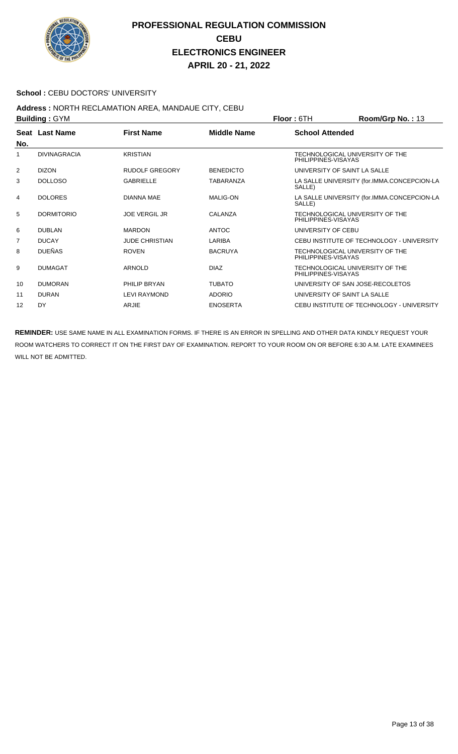# PROFESSIONAL REGULATION COMMISSION
## CEBU
## ELECTRONICS ENGINEER
## APRIL 20 - 21, 2022

**School :** CEBU DOCTORS' UNIVERSITY

**Address :** NORTH RECLAMATION AREA, MANDAUE CITY, CEBU

**Building :** GYM **Floor :** 6TH **Room/Grp No. :** 13

| Seat No. | Last Name | First Name | Middle Name | School Attended |
|---|---|---|---|---|
| 1 | DIVINAGRACIA | KRISTIAN | | TECHNOLOGICAL UNIVERSITY OF THE PHILIPPINES-VISAYAS |
| 2 | DIZON | RUDOLF GREGORY | BENEDICTO | UNIVERSITY OF SAINT LA SALLE |
| 3 | DOLLOSO | GABRIELLE | TABARANZA | LA SALLE UNIVERSITY (for.IMMA.CONCEPCION-LA SALLE) |
| 4 | DOLORES | DIANNA MAE | MALIG-ON | LA SALLE UNIVERSITY (for.IMMA.CONCEPCION-LA SALLE) |
| 5 | DORMITORIO | JOE VERGIL JR | CALANZA | TECHNOLOGICAL UNIVERSITY OF THE PHILIPPINES-VISAYAS |
| 6 | DUBLAN | MARDON | ANTOC | UNIVERSITY OF CEBU |
| 7 | DUCAY | JUDE CHRISTIAN | LARIBA | CEBU INSTITUTE OF TECHNOLOGY - UNIVERSITY |
| 8 | DUEÑAS | ROVEN | BACRUYA | TECHNOLOGICAL UNIVERSITY OF THE PHILIPPINES-VISAYAS |
| 9 | DUMAGAT | ARNOLD | DIAZ | TECHNOLOGICAL UNIVERSITY OF THE PHILIPPINES-VISAYAS |
| 10 | DUMORAN | PHILIP BRYAN | TUBATO | UNIVERSITY OF SAN JOSE-RECOLETOS |
| 11 | DURAN | LEVI RAYMOND | ADORIO | UNIVERSITY OF SAINT LA SALLE |
| 12 | DY | ARJIE | ENOSERTA | CEBU INSTITUTE OF TECHNOLOGY - UNIVERSITY |

**REMINDER:** USE SAME NAME IN ALL EXAMINATION FORMS. IF THERE IS AN ERROR IN SPELLING AND OTHER DATA KINDLY REQUEST YOUR ROOM WATCHERS TO CORRECT IT ON THE FIRST DAY OF EXAMINATION. REPORT TO YOUR ROOM ON OR BEFORE 6:30 A.M. LATE EXAMINEES WILL NOT BE ADMITTED.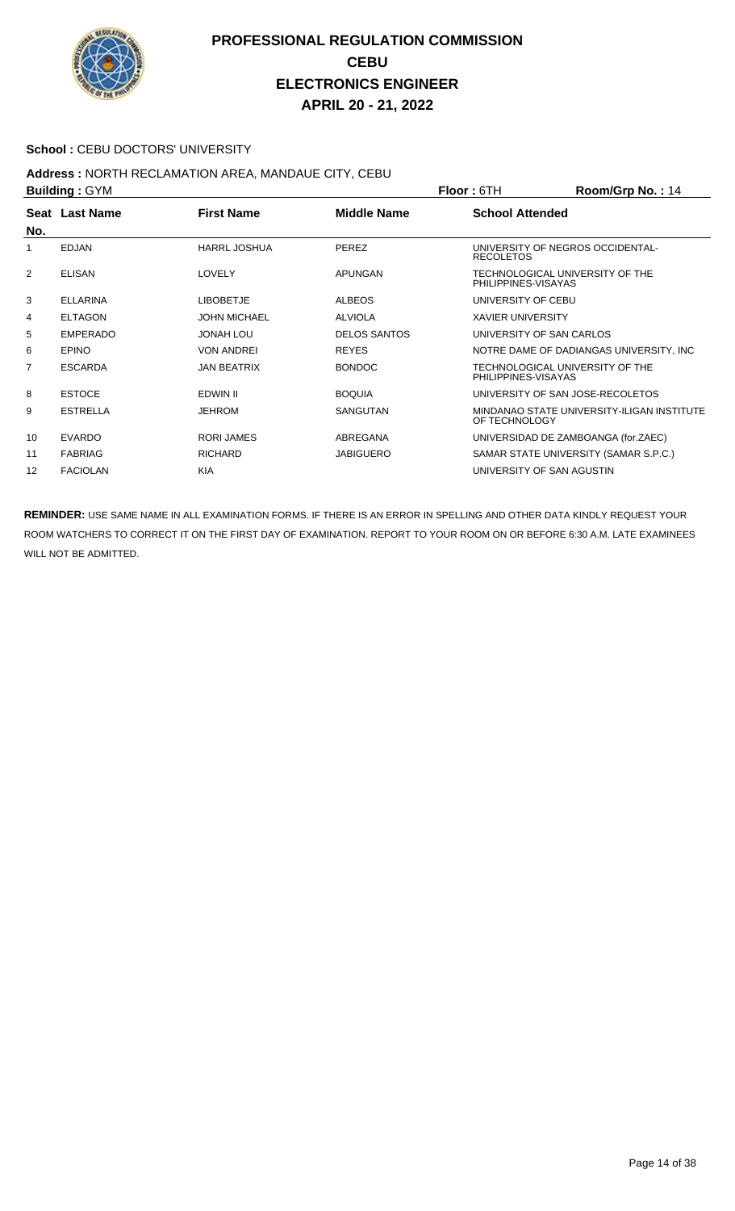# PROFESSIONAL REGULATION COMMISSION
## CEBU
## ELECTRONICS ENGINEER
## APRIL 20 - 21, 2022

**School :** CEBU DOCTORS' UNIVERSITY

**Address :** NORTH RECLAMATION AREA, MANDAUE CITY, CEBU

**Building :** GYM **Floor :** 6TH **Room/Grp No. :** 14

| Seat No. | Last Name | First Name | Middle Name | School Attended |
|---|---|---|---|---|
| 1 | EDJAN | HARRL JOSHUA | PEREZ | UNIVERSITY OF NEGROS OCCIDENTAL-RECOLETOS |
| 2 | ELISAN | LOVELY | APUNGAN | TECHNOLOGICAL UNIVERSITY OF THE PHILIPPINES-VISAYAS |
| 3 | ELLARINA | LIBOBETJE | ALBEOS | UNIVERSITY OF CEBU |
| 4 | ELTAGON | JOHN MICHAEL | ALVIOLA | XAVIER UNIVERSITY |
| 5 | EMPERADO | JONAH LOU | DELOS SANTOS | UNIVERSITY OF SAN CARLOS |
| 6 | EPINO | VON ANDREI | REYES | NOTRE DAME OF DADIANGAS UNIVERSITY, INC |
| 7 | ESCARDA | JAN BEATRIX | BONDOC | TECHNOLOGICAL UNIVERSITY OF THE PHILIPPINES-VISAYAS |
| 8 | ESTOCE | EDWIN II | BOQUIA | UNIVERSITY OF SAN JOSE-RECOLETOS |
| 9 | ESTRELLA | JEHROM | SANGUTAN | MINDANAO STATE UNIVERSITY-ILIGAN INSTITUTE OF TECHNOLOGY |
| 10 | EVARDO | RORI JAMES | ABREGANA | UNIVERSIDAD DE ZAMBOANGA (for.ZAEC) |
| 11 | FABRIAG | RICHARD | JABIGUERO | SAMAR STATE UNIVERSITY (SAMAR S.P.C.) |
| 12 | FACIOLAN | KIA | | UNIVERSITY OF SAN AGUSTIN |

**REMINDER:** USE SAME NAME IN ALL EXAMINATION FORMS. IF THERE IS AN ERROR IN SPELLING AND OTHER DATA KINDLY REQUEST YOUR ROOM WATCHERS TO CORRECT IT ON THE FIRST DAY OF EXAMINATION. REPORT TO YOUR ROOM ON OR BEFORE 6:30 A.M. LATE EXAMINEES WILL NOT BE ADMITTED.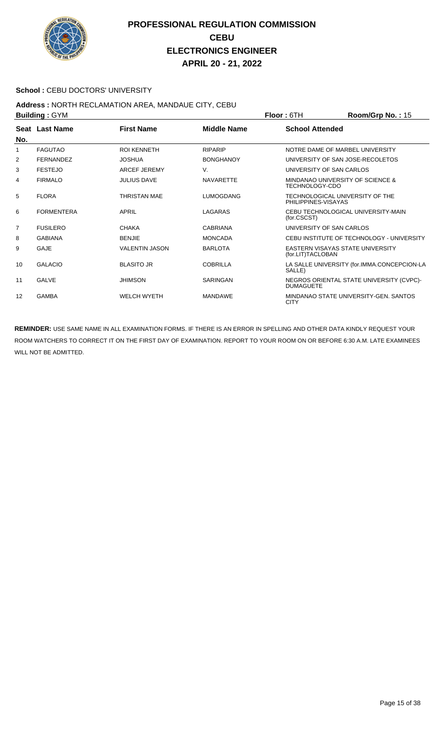# PROFESSIONAL REGULATION COMMISSION
## CEBU
## ELECTRONICS ENGINEER
## APRIL 20 - 21, 2022

**School :** CEBU DOCTORS' UNIVERSITY

**Address :** NORTH RECLAMATION AREA, MANDAUE CITY, CEBU

**Building :** GYM **Floor :** 6TH **Room/Grp No. :** 15

| Seat No. | Last Name | First Name | Middle Name | School Attended |
|---|---|---|---|---|
| 1 | FAGUTAO | ROI KENNETH | RIPARIP | NOTRE DAME OF MARBEL UNIVERSITY |
| 2 | FERNANDEZ | JOSHUA | BONGHANOY | UNIVERSITY OF SAN JOSE-RECOLETOS |
| 3 | FESTEJO | ARCEF JEREMY | V. | UNIVERSITY OF SAN CARLOS |
| 4 | FIRMALO | JULIUS DAVE | NAVARETTE | MINDANAO UNIVERSITY OF SCIENCE & TECHNOLOGY-CDO |
| 5 | FLORA | THRISTAN MAE | LUMOGDANG | TECHNOLOGICAL UNIVERSITY OF THE PHILIPPINES-VISAYAS |
| 6 | FORMENTERA | APRIL | LAGARAS | CEBU TECHNOLOGICAL UNIVERSITY-MAIN (for.CSCST) |
| 7 | FUSILERO | CHAKA | CABRIANA | UNIVERSITY OF SAN CARLOS |
| 8 | GABIANA | BENJIE | MONCADA | CEBU INSTITUTE OF TECHNOLOGY - UNIVERSITY |
| 9 | GAJE | VALENTIN JASON | BARLOTA | EASTERN VISAYAS STATE UNIVERSITY (for.LIT)TACLOBAN |
| 10 | GALACIO | BLASITO JR | COBRILLA | LA SALLE UNIVERSITY (for.IMMA.CONCEPCION-LA SALLE) |
| 11 | GALVE | JHIMSON | SARINGAN | NEGROS ORIENTAL STATE UNIVERSITY (CVPC)-DUMAGUETE |
| 12 | GAMBA | WELCH WYETH | MANDAWE | MINDANAO STATE UNIVERSITY-GEN. SANTOS CITY |

**REMINDER:** USE SAME NAME IN ALL EXAMINATION FORMS. IF THERE IS AN ERROR IN SPELLING AND OTHER DATA KINDLY REQUEST YOUR ROOM WATCHERS TO CORRECT IT ON THE FIRST DAY OF EXAMINATION. REPORT TO YOUR ROOM ON OR BEFORE 6:30 A.M. LATE EXAMINEES WILL NOT BE ADMITTED.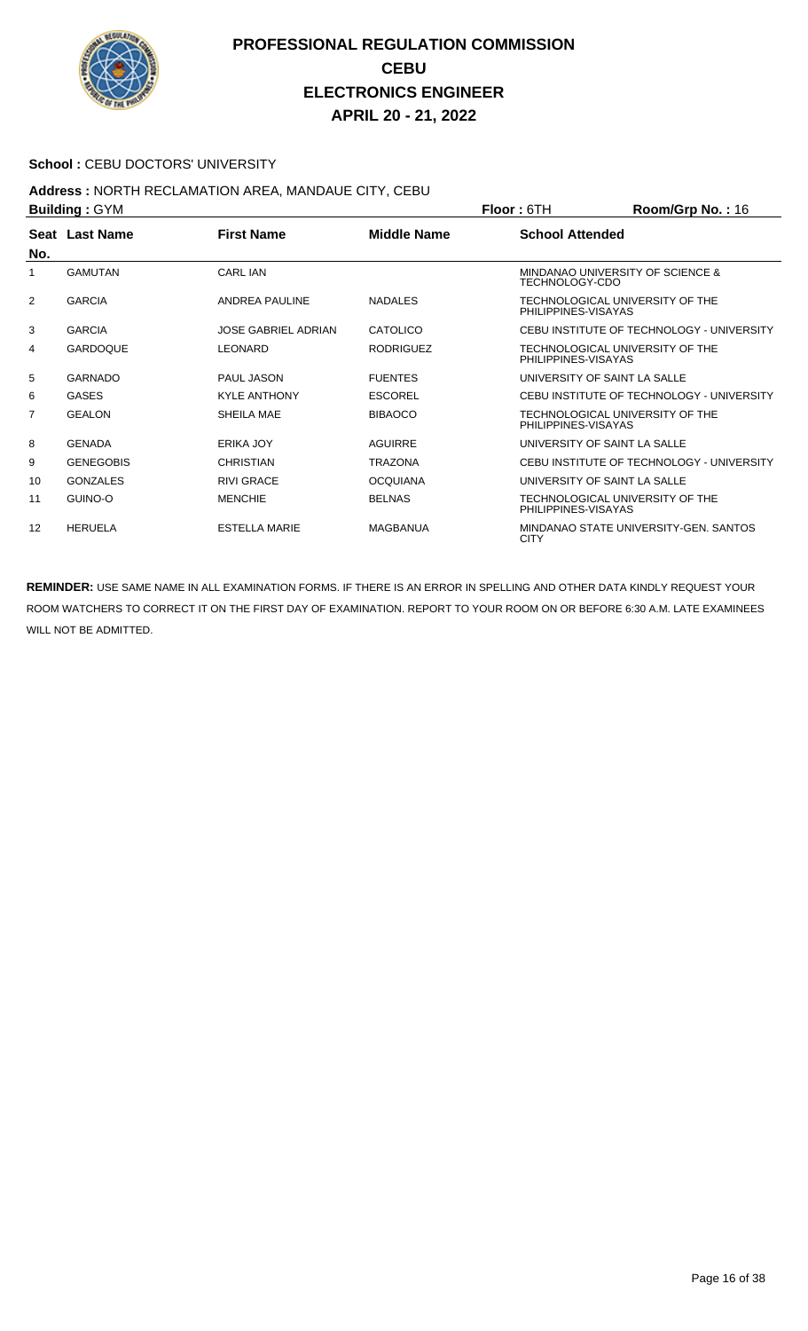# PROFESSIONAL REGULATION COMMISSION
## CEBU
## ELECTRONICS ENGINEER
## APRIL 20 - 21, 2022

**School :** CEBU DOCTORS' UNIVERSITY

**Address :** NORTH RECLAMATION AREA, MANDAUE CITY, CEBU

**Building :** GYM **Floor :** 6TH **Room/Grp No. :** 16

| Seat No. | Last Name | First Name | Middle Name | School Attended |
|---|---|---|---|---|
| 1 | GAMUTAN | CARL IAN | | MINDANAO UNIVERSITY OF SCIENCE & TECHNOLOGY-CDO |
| 2 | GARCIA | ANDREA PAULINE | NADALES | TECHNOLOGICAL UNIVERSITY OF THE PHILIPPINES-VISAYAS |
| 3 | GARCIA | JOSE GABRIEL ADRIAN | CATOLICO | CEBU INSTITUTE OF TECHNOLOGY - UNIVERSITY |
| 4 | GARDOQUE | LEONARD | RODRIGUEZ | TECHNOLOGICAL UNIVERSITY OF THE PHILIPPINES-VISAYAS |
| 5 | GARNADO | PAUL JASON | FUENTES | UNIVERSITY OF SAINT LA SALLE |
| 6 | GASES | KYLE ANTHONY | ESCOREL | CEBU INSTITUTE OF TECHNOLOGY - UNIVERSITY |
| 7 | GEALON | SHEILA MAE | BIBAOCO | TECHNOLOGICAL UNIVERSITY OF THE PHILIPPINES-VISAYAS |
| 8 | GENADA | ERIKA JOY | AGUIRRE | UNIVERSITY OF SAINT LA SALLE |
| 9 | GENEGOBIS | CHRISTIAN | TRAZONA | CEBU INSTITUTE OF TECHNOLOGY - UNIVERSITY |
| 10 | GONZALES | RIVI GRACE | OCQUIANA | UNIVERSITY OF SAINT LA SALLE |
| 11 | GUINO-O | MENCHIE | BELNAS | TECHNOLOGICAL UNIVERSITY OF THE PHILIPPINES-VISAYAS |
| 12 | HERUELA | ESTELLA MARIE | MAGBANUA | MINDANAO STATE UNIVERSITY-GEN. SANTOS CITY |

**REMINDER:** USE SAME NAME IN ALL EXAMINATION FORMS. IF THERE IS AN ERROR IN SPELLING AND OTHER DATA KINDLY REQUEST YOUR ROOM WATCHERS TO CORRECT IT ON THE FIRST DAY OF EXAMINATION. REPORT TO YOUR ROOM ON OR BEFORE 6:30 A.M. LATE EXAMINEES WILL NOT BE ADMITTED.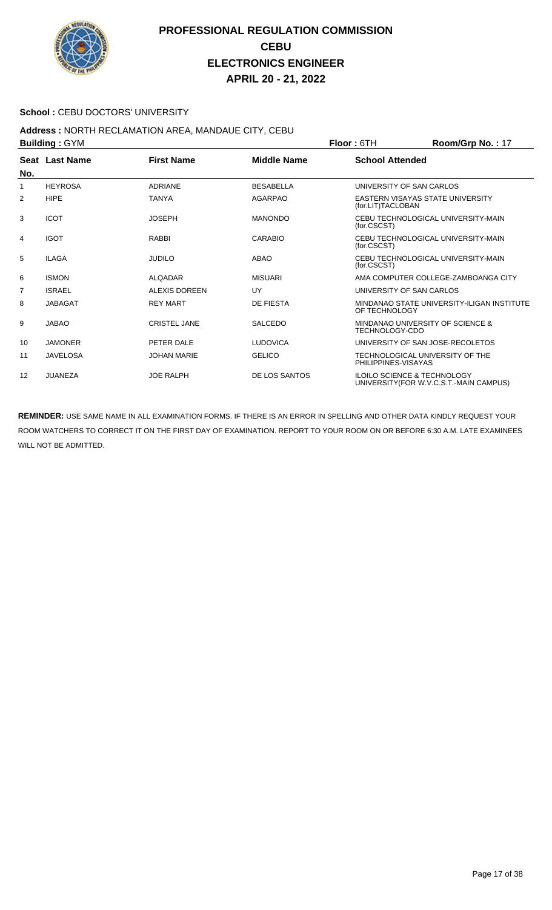# PROFESSIONAL REGULATION COMMISSION
## CEBU
## ELECTRONICS ENGINEER
## APRIL 20 - 21, 2022

**School :** CEBU DOCTORS' UNIVERSITY

**Address :** NORTH RECLAMATION AREA, MANDAUE CITY, CEBU

**Building :** GYM **Floor :** 6TH **Room/Grp No. :** 17

| Seat No. | Last Name | First Name | Middle Name | School Attended |
|---|---|---|---|---|
| 1 | HEYROSA | ADRIANE | BESABELLA | UNIVERSITY OF SAN CARLOS |
| 2 | HIPE | TANYA | AGARPAO | EASTERN VISAYAS STATE UNIVERSITY (for.LIT)TACLOBAN |
| 3 | ICOT | JOSEPH | MANONDO | CEBU TECHNOLOGICAL UNIVERSITY-MAIN (for.CSCST) |
| 4 | IGOT | RABBI | CARABIO | CEBU TECHNOLOGICAL UNIVERSITY-MAIN (for.CSCST) |
| 5 | ILAGA | JUDILO | ABAO | CEBU TECHNOLOGICAL UNIVERSITY-MAIN (for.CSCST) |
| 6 | ISMON | ALQADAR | MISUARI | AMA COMPUTER COLLEGE-ZAMBOANGA CITY |
| 7 | ISRAEL | ALEXIS DOREEN | UY | UNIVERSITY OF SAN CARLOS |
| 8 | JABAGAT | REY MART | DE FIESTA | MINDANAO STATE UNIVERSITY-ILIGAN INSTITUTE OF TECHNOLOGY |
| 9 | JABAO | CRISTEL JANE | SALCEDO | MINDANAO UNIVERSITY OF SCIENCE & TECHNOLOGY-CDO |
| 10 | JAMONER | PETER DALE | LUDOVICA | UNIVERSITY OF SAN JOSE-RECOLETOS |
| 11 | JAVELOSA | JOHAN MARIE | GELICO | TECHNOLOGICAL UNIVERSITY OF THE PHILIPPINES-VISAYAS |
| 12 | JUANEZA | JOE RALPH | DE LOS SANTOS | ILOILO SCIENCE & TECHNOLOGY UNIVERSITY(FOR W.V.C.S.T.-MAIN CAMPUS) |

**REMINDER:** USE SAME NAME IN ALL EXAMINATION FORMS. IF THERE IS AN ERROR IN SPELLING AND OTHER DATA KINDLY REQUEST YOUR ROOM WATCHERS TO CORRECT IT ON THE FIRST DAY OF EXAMINATION. REPORT TO YOUR ROOM ON OR BEFORE 6:30 A.M. LATE EXAMINEES WILL NOT BE ADMITTED.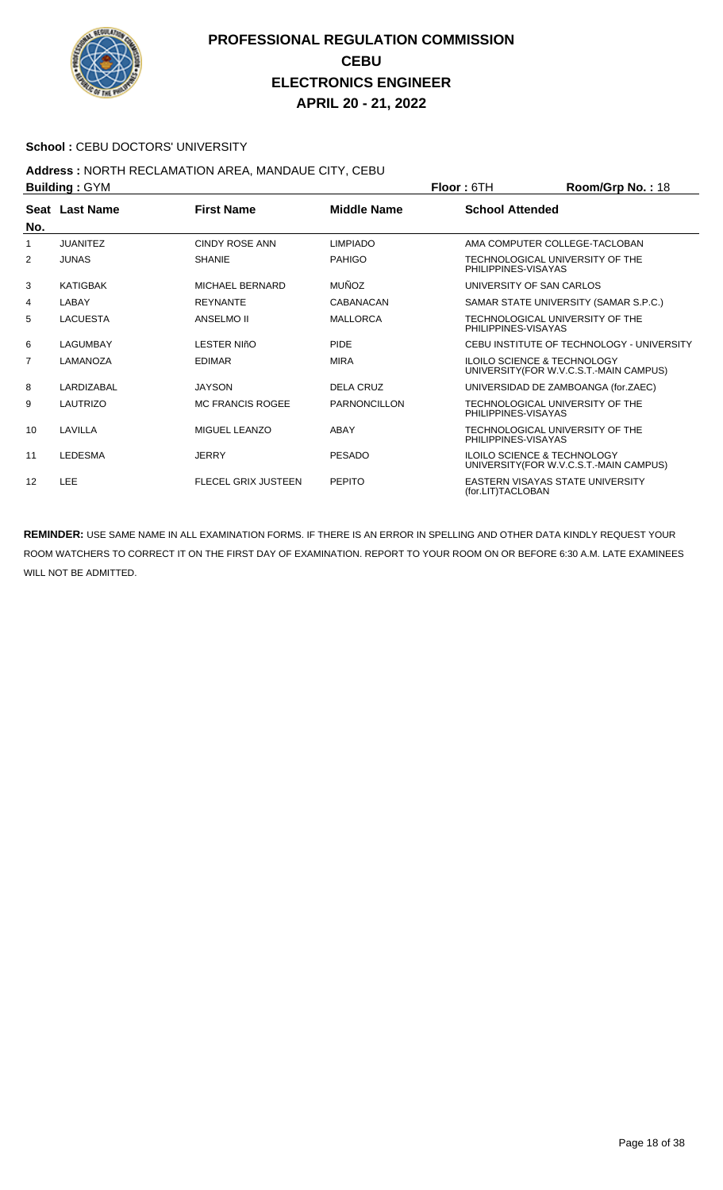# PROFESSIONAL REGULATION COMMISSION
## CEBU
## ELECTRONICS ENGINEER
## APRIL 20 - 21, 2022

**School :** CEBU DOCTORS' UNIVERSITY

**Address :** NORTH RECLAMATION AREA, MANDAUE CITY, CEBU

**Building :** GYM **Floor :** 6TH **Room/Grp No. :** 18

| Seat No. | Last Name | First Name | Middle Name | School Attended |
|---|---|---|---|---|
| 1 | JUANITEZ | CINDY ROSE ANN | LIMPIADO | AMA COMPUTER COLLEGE-TACLOBAN |
| 2 | JUNAS | SHANIE | PAHIGO | TECHNOLOGICAL UNIVERSITY OF THE PHILIPPINES-VISAYAS |
| 3 | KATIGBAK | MICHAEL BERNARD | MUÑOZ | UNIVERSITY OF SAN CARLOS |
| 4 | LABAY | REYNANTE | CABANACAN | SAMAR STATE UNIVERSITY (SAMAR S.P.C.) |
| 5 | LACUESTA | ANSELMO II | MALLORCA | TECHNOLOGICAL UNIVERSITY OF THE PHILIPPINES-VISAYAS |
| 6 | LAGUMBAY | LESTER NIñO | PIDE | CEBU INSTITUTE OF TECHNOLOGY - UNIVERSITY |
| 7 | LAMANOZA | EDIMAR | MIRA | ILOILO SCIENCE & TECHNOLOGY UNIVERSITY(FOR W.V.C.S.T.-MAIN CAMPUS) |
| 8 | LARDIZABAL | JAYSON | DELA CRUZ | UNIVERSIDAD DE ZAMBOANGA (for.ZAEC) |
| 9 | LAUTRIZO | MC FRANCIS ROGEE | PARNONCILLON | TECHNOLOGICAL UNIVERSITY OF THE PHILIPPINES-VISAYAS |
| 10 | LAVILLA | MIGUEL LEANZO | ABAY | TECHNOLOGICAL UNIVERSITY OF THE PHILIPPINES-VISAYAS |
| 11 | LEDESMA | JERRY | PESADO | ILOILO SCIENCE & TECHNOLOGY UNIVERSITY(FOR W.V.C.S.T.-MAIN CAMPUS) |
| 12 | LEE | FLECEL GRIX JUSTEEN | PEPITO | EASTERN VISAYAS STATE UNIVERSITY (for.LIT)TACLOBAN |

**REMINDER:** USE SAME NAME IN ALL EXAMINATION FORMS. IF THERE IS AN ERROR IN SPELLING AND OTHER DATA KINDLY REQUEST YOUR ROOM WATCHERS TO CORRECT IT ON THE FIRST DAY OF EXAMINATION. REPORT TO YOUR ROOM ON OR BEFORE 6:30 A.M. LATE EXAMINEES WILL NOT BE ADMITTED.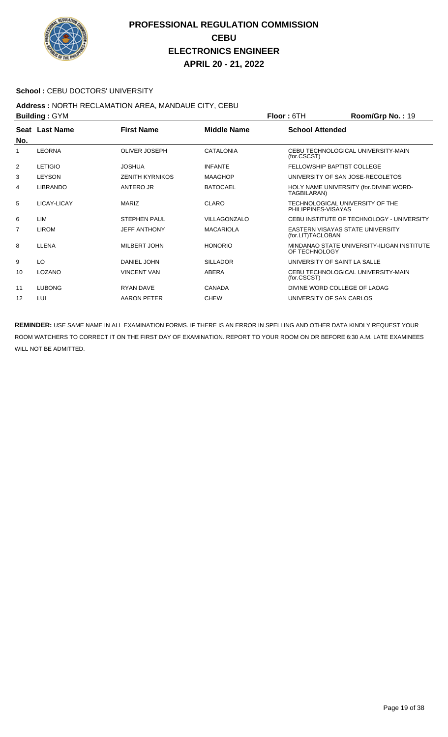# PROFESSIONAL REGULATION COMMISSION
## CEBU
## ELECTRONICS ENGINEER
## APRIL 20 - 21, 2022

**School :** CEBU DOCTORS' UNIVERSITY

**Address :** NORTH RECLAMATION AREA, MANDAUE CITY, CEBU

**Building :** GYM **Floor :** 6TH **Room/Grp No. :** 19

| Seat No. | Last Name | First Name | Middle Name | School Attended |
|---|---|---|---|---|
| 1 | LEORNA | OLIVER JOSEPH | CATALONIA | CEBU TECHNOLOGICAL UNIVERSITY-MAIN (for.CSCST) |
| 2 | LETIGIO | JOSHUA | INFANTE | FELLOWSHIP BAPTIST COLLEGE |
| 3 | LEYSON | ZENITH KYRNIKOS | MAAGHOP | UNIVERSITY OF SAN JOSE-RECOLETOS |
| 4 | LIBRANDO | ANTERO JR | BATOCAEL | HOLY NAME UNIVERSITY (for.DIVINE WORD-TAGBILARAN) |
| 5 | LICAY-LICAY | MARIZ | CLARO | TECHNOLOGICAL UNIVERSITY OF THE PHILIPPINES-VISAYAS |
| 6 | LIM | STEPHEN PAUL | VILLAGONZALO | CEBU INSTITUTE OF TECHNOLOGY - UNIVERSITY |
| 7 | LIROM | JEFF ANTHONY | MACARIOLA | EASTERN VISAYAS STATE UNIVERSITY (for.LIT)TACLOBAN |
| 8 | LLENA | MILBERT JOHN | HONORIO | MINDANAO STATE UNIVERSITY-ILIGAN INSTITUTE OF TECHNOLOGY |
| 9 | LO | DANIEL JOHN | SILLADOR | UNIVERSITY OF SAINT LA SALLE |
| 10 | LOZANO | VINCENT VAN | ABERA | CEBU TECHNOLOGICAL UNIVERSITY-MAIN (for.CSCST) |
| 11 | LUBONG | RYAN DAVE | CANADA | DIVINE WORD COLLEGE OF LAOAG |
| 12 | LUI | AARON PETER | CHEW | UNIVERSITY OF SAN CARLOS |

**REMINDER:** USE SAME NAME IN ALL EXAMINATION FORMS. IF THERE IS AN ERROR IN SPELLING AND OTHER DATA KINDLY REQUEST YOUR ROOM WATCHERS TO CORRECT IT ON THE FIRST DAY OF EXAMINATION. REPORT TO YOUR ROOM ON OR BEFORE 6:30 A.M. LATE EXAMINEES WILL NOT BE ADMITTED.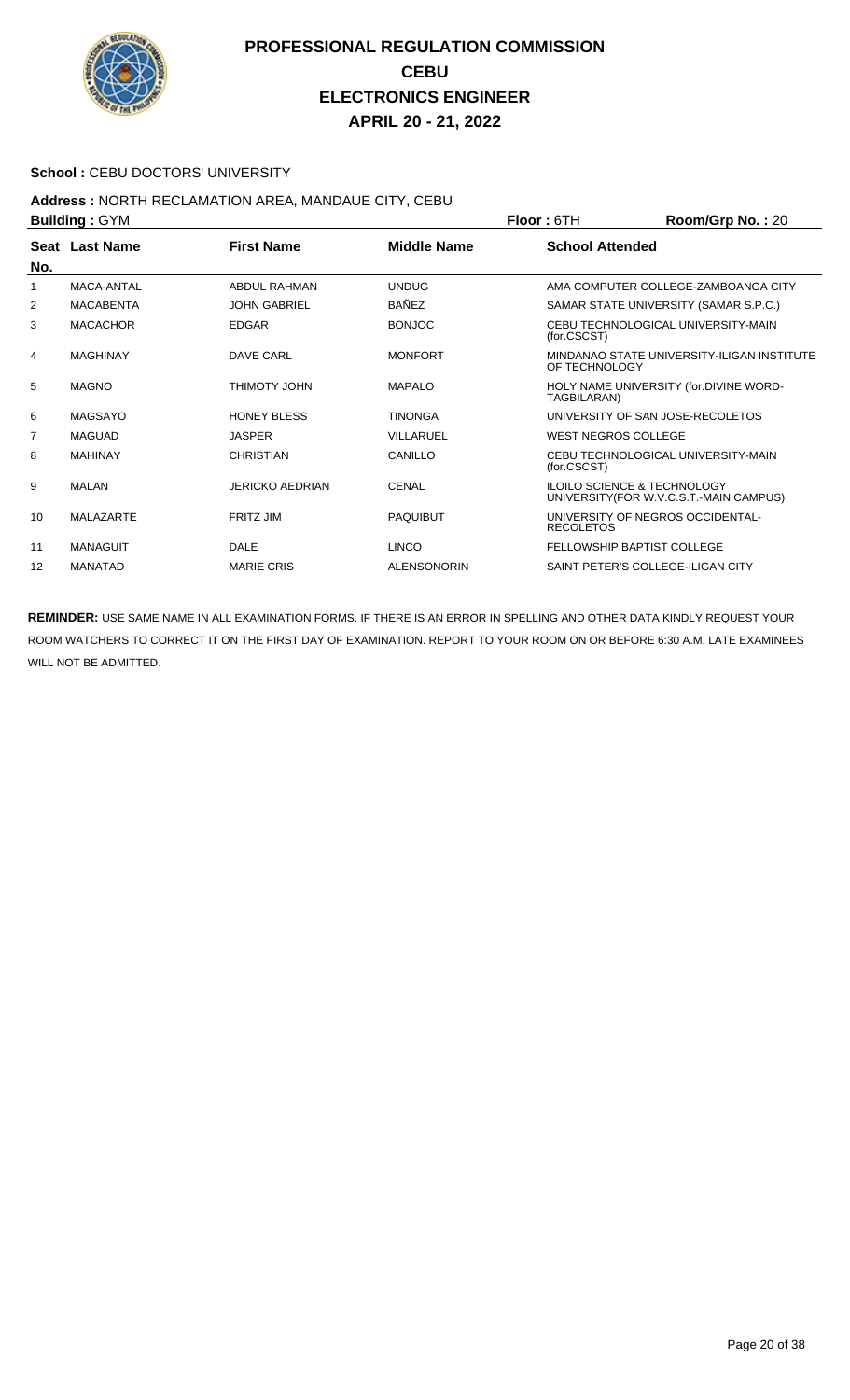# PROFESSIONAL REGULATION COMMISSION
## CEBU
## ELECTRONICS ENGINEER
## APRIL 20 - 21, 2022

**School :** CEBU DOCTORS' UNIVERSITY

**Address :** NORTH RECLAMATION AREA, MANDAUE CITY, CEBU

**Building :** GYM **Floor :** 6TH **Room/Grp No. :** 20

| Seat No. | Last Name | First Name | Middle Name | School Attended |
|---|---|---|---|---|
| 1 | MACA-ANTAL | ABDUL RAHMAN | UNDUG | AMA COMPUTER COLLEGE-ZAMBOANGA CITY |
| 2 | MACABENTA | JOHN GABRIEL | BAÑEZ | SAMAR STATE UNIVERSITY (SAMAR S.P.C.) |
| 3 | MACACHOR | EDGAR | BONJOC | CEBU TECHNOLOGICAL UNIVERSITY-MAIN (for.CSCST) |
| 4 | MAGHINAY | DAVE CARL | MONFORT | MINDANAO STATE UNIVERSITY-ILIGAN INSTITUTE OF TECHNOLOGY |
| 5 | MAGNO | THIMOTY JOHN | MAPALO | HOLY NAME UNIVERSITY (for.DIVINE WORD-TAGBILARAN) |
| 6 | MAGSAYO | HONEY BLESS | TINONGA | UNIVERSITY OF SAN JOSE-RECOLETOS |
| 7 | MAGUAD | JASPER | VILLARUEL | WEST NEGROS COLLEGE |
| 8 | MAHINAY | CHRISTIAN | CANILLO | CEBU TECHNOLOGICAL UNIVERSITY-MAIN (for.CSCST) |
| 9 | MALAN | JERICKO AEDRIAN | CENAL | ILOILO SCIENCE & TECHNOLOGY UNIVERSITY(FOR W.V.C.S.T.-MAIN CAMPUS) |
| 10 | MALAZARTE | FRITZ JIM | PAQUIBUT | UNIVERSITY OF NEGROS OCCIDENTAL-RECOLETOS |
| 11 | MANAGUIT | DALE | LINCO | FELLOWSHIP BAPTIST COLLEGE |
| 12 | MANATAD | MARIE CRIS | ALENSONORIN | SAINT PETER'S COLLEGE-ILIGAN CITY |

**REMINDER:** USE SAME NAME IN ALL EXAMINATION FORMS. IF THERE IS AN ERROR IN SPELLING AND OTHER DATA KINDLY REQUEST YOUR ROOM WATCHERS TO CORRECT IT ON THE FIRST DAY OF EXAMINATION. REPORT TO YOUR ROOM ON OR BEFORE 6:30 A.M. LATE EXAMINEES WILL NOT BE ADMITTED.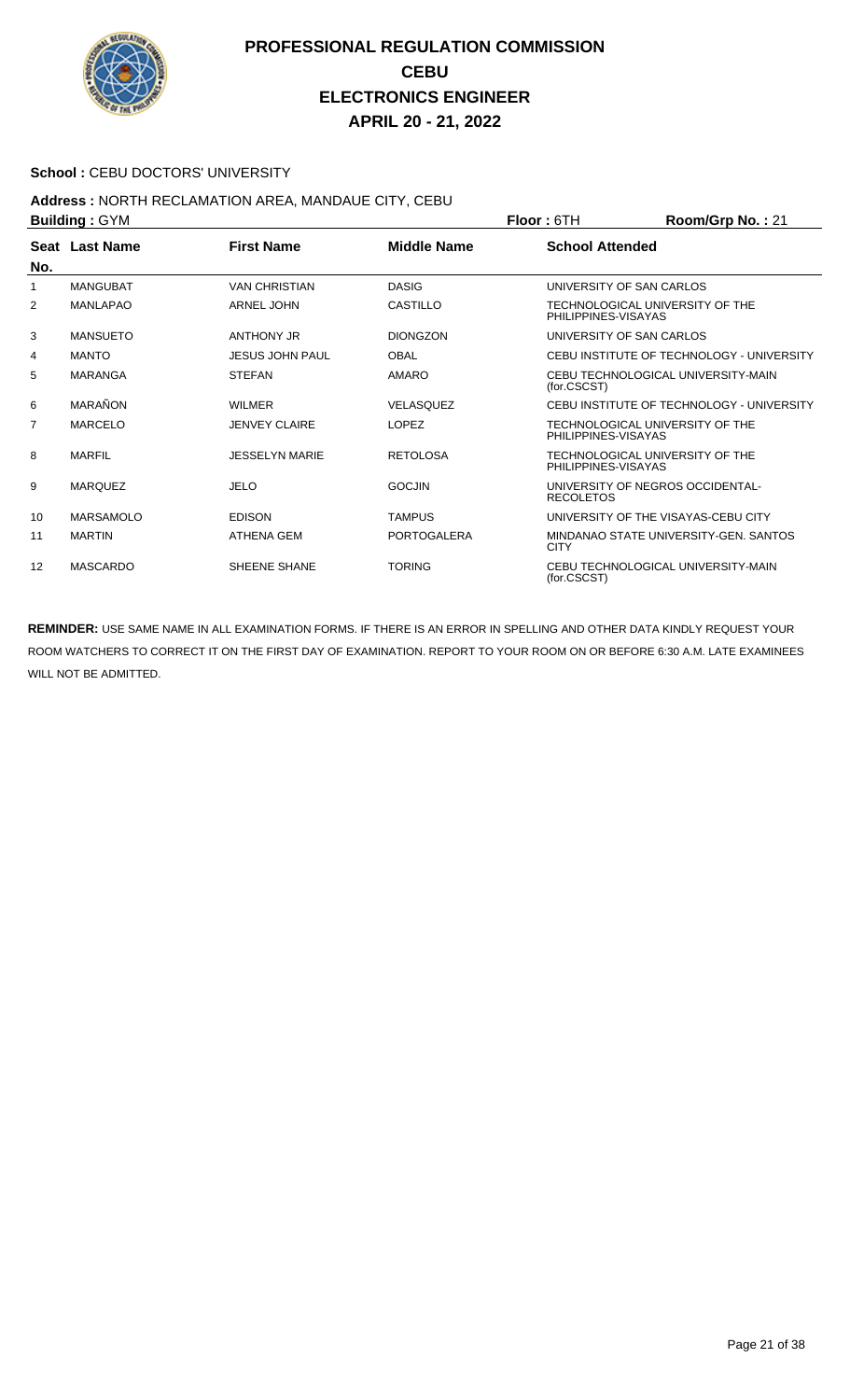# PROFESSIONAL REGULATION COMMISSION
## CEBU
## ELECTRONICS ENGINEER
## APRIL 20 - 21, 2022

**School :** CEBU DOCTORS' UNIVERSITY

**Address :** NORTH RECLAMATION AREA, MANDAUE CITY, CEBU

**Building :** GYM　　**Floor :** 6TH　　**Room/Grp No. :** 21

| Seat No. | Last Name | First Name | Middle Name | School Attended |
|---|---|---|---|---|
| 1 | MANGUBAT | VAN CHRISTIAN | DASIG | UNIVERSITY OF SAN CARLOS |
| 2 | MANLAPAO | ARNEL JOHN | CASTILLO | TECHNOLOGICAL UNIVERSITY OF THE PHILIPPINES-VISAYAS |
| 3 | MANSUETO | ANTHONY JR | DIONGZON | UNIVERSITY OF SAN CARLOS |
| 4 | MANTO | JESUS JOHN PAUL | OBAL | CEBU INSTITUTE OF TECHNOLOGY - UNIVERSITY |
| 5 | MARANGA | STEFAN | AMARO | CEBU TECHNOLOGICAL UNIVERSITY-MAIN (for.CSCST) |
| 6 | MARAÑON | WILMER | VELASQUEZ | CEBU INSTITUTE OF TECHNOLOGY - UNIVERSITY |
| 7 | MARCELO | JENVEY CLAIRE | LOPEZ | TECHNOLOGICAL UNIVERSITY OF THE PHILIPPINES-VISAYAS |
| 8 | MARFIL | JESSELYN MARIE | RETOLOSA | TECHNOLOGICAL UNIVERSITY OF THE PHILIPPINES-VISAYAS |
| 9 | MARQUEZ | JELO | GOCJIN | UNIVERSITY OF NEGROS OCCIDENTAL-RECOLETOS |
| 10 | MARSAMOLO | EDISON | TAMPUS | UNIVERSITY OF THE VISAYAS-CEBU CITY |
| 11 | MARTIN | ATHENA GEM | PORTOGALERA | MINDANAO STATE UNIVERSITY-GEN. SANTOS CITY |
| 12 | MASCARDO | SHEENE SHANE | TORING | CEBU TECHNOLOGICAL UNIVERSITY-MAIN (for.CSCST) |

**REMINDER:** USE SAME NAME IN ALL EXAMINATION FORMS. IF THERE IS AN ERROR IN SPELLING AND OTHER DATA KINDLY REQUEST YOUR ROOM WATCHERS TO CORRECT IT ON THE FIRST DAY OF EXAMINATION. REPORT TO YOUR ROOM ON OR BEFORE 6:30 A.M. LATE EXAMINEES WILL NOT BE ADMITTED.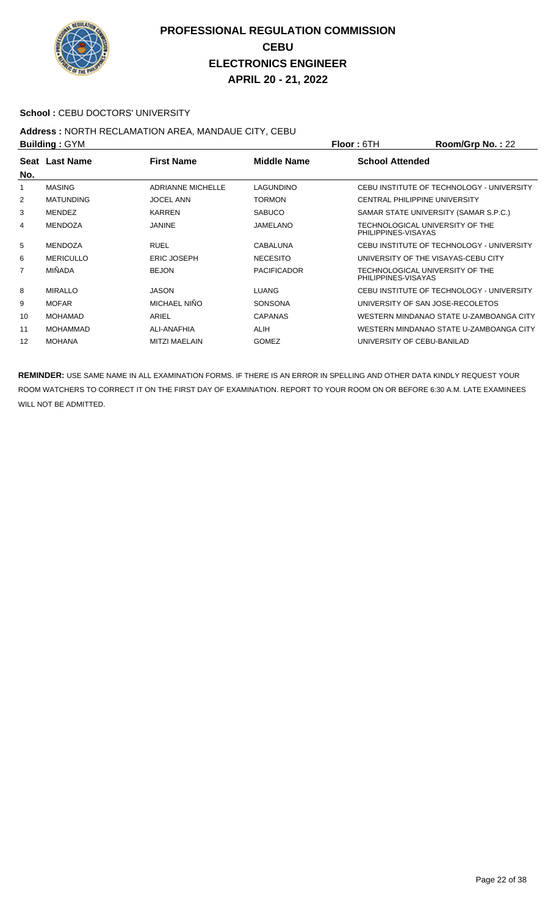# PROFESSIONAL REGULATION COMMISSION
## CEBU
## ELECTRONICS ENGINEER
## APRIL 20 - 21, 2022

**School :** CEBU DOCTORS' UNIVERSITY

**Address :** NORTH RECLAMATION AREA, MANDAUE CITY, CEBU

**Building :** GYM **Floor :** 6TH **Room/Grp No. :** 22

| Seat No. | Last Name | First Name | Middle Name | School Attended |
|---|---|---|---|---|
| 1 | MASING | ADRIANNE MICHELLE | LAGUNDINO | CEBU INSTITUTE OF TECHNOLOGY - UNIVERSITY |
| 2 | MATUNDING | JOCEL ANN | TORMON | CENTRAL PHILIPPINE UNIVERSITY |
| 3 | MENDEZ | KARREN | SABUCO | SAMAR STATE UNIVERSITY (SAMAR S.P.C.) |
| 4 | MENDOZA | JANINE | JAMELANO | TECHNOLOGICAL UNIVERSITY OF THE PHILIPPINES-VISAYAS |
| 5 | MENDOZA | RUEL | CABALUNA | CEBU INSTITUTE OF TECHNOLOGY - UNIVERSITY |
| 6 | MERICULLO | ERIC JOSEPH | NECESITO | UNIVERSITY OF THE VISAYAS-CEBU CITY |
| 7 | MIÑADA | BEJON | PACIFICADOR | TECHNOLOGICAL UNIVERSITY OF THE PHILIPPINES-VISAYAS |
| 8 | MIRALLO | JASON | LUANG | CEBU INSTITUTE OF TECHNOLOGY - UNIVERSITY |
| 9 | MOFAR | MICHAEL NIÑO | SONSONA | UNIVERSITY OF SAN JOSE-RECOLETOS |
| 10 | MOHAMAD | ARIEL | CAPANAS | WESTERN MINDANAO STATE U-ZAMBOANGA CITY |
| 11 | MOHAMMAD | ALI-ANAFHIA | ALIH | WESTERN MINDANAO STATE U-ZAMBOANGA CITY |
| 12 | MOHANA | MITZI MAELAIN | GOMEZ | UNIVERSITY OF CEBU-BANILAD |

**REMINDER:** USE SAME NAME IN ALL EXAMINATION FORMS. IF THERE IS AN ERROR IN SPELLING AND OTHER DATA KINDLY REQUEST YOUR ROOM WATCHERS TO CORRECT IT ON THE FIRST DAY OF EXAMINATION. REPORT TO YOUR ROOM ON OR BEFORE 6:30 A.M. LATE EXAMINEES WILL NOT BE ADMITTED.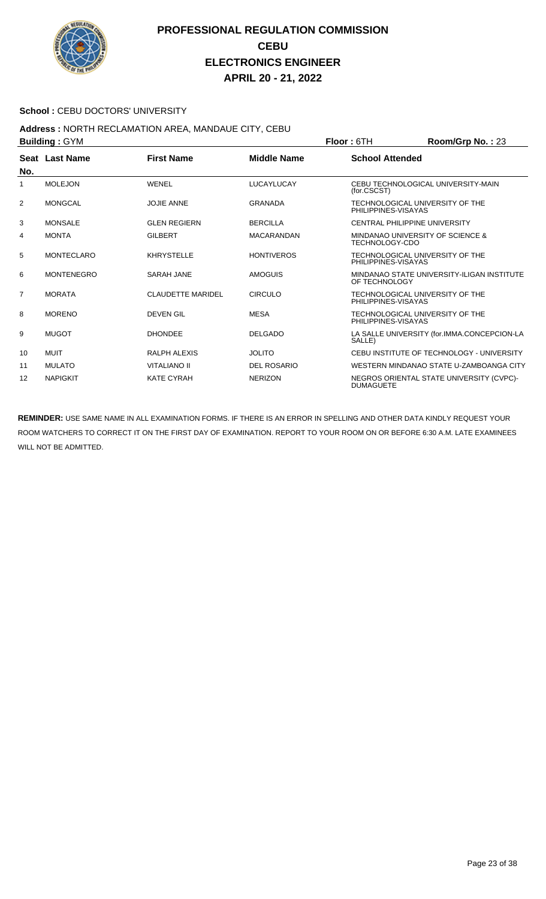# PROFESSIONAL REGULATION COMMISSION
## CEBU
## ELECTRONICS ENGINEER
## APRIL 20 - 21, 2022

**School :** CEBU DOCTORS' UNIVERSITY

**Address :** NORTH RECLAMATION AREA, MANDAUE CITY, CEBU

**Building :** GYM **Floor :** 6TH **Room/Grp No. :** 23

| Seat No. | Last Name | First Name | Middle Name | School Attended |
|---|---|---|---|---|
| 1 | MOLEJON | WENEL | LUCAYLUCAY | CEBU TECHNOLOGICAL UNIVERSITY-MAIN (for.CSCST) |
| 2 | MONGCAL | JOJIE ANNE | GRANADA | TECHNOLOGICAL UNIVERSITY OF THE PHILIPPINES-VISAYAS |
| 3 | MONSALE | GLEN REGIERN | BERCILLA | CENTRAL PHILIPPINE UNIVERSITY |
| 4 | MONTA | GILBERT | MACARANDAN | MINDANAO UNIVERSITY OF SCIENCE & TECHNOLOGY-CDO |
| 5 | MONTECLARO | KHRYSTELLE | HONTIVEROS | TECHNOLOGICAL UNIVERSITY OF THE PHILIPPINES-VISAYAS |
| 6 | MONTENEGRO | SARAH JANE | AMOGUIS | MINDANAO STATE UNIVERSITY-ILIGAN INSTITUTE OF TECHNOLOGY |
| 7 | MORATA | CLAUDETTE MARIDEL | CIRCULO | TECHNOLOGICAL UNIVERSITY OF THE PHILIPPINES-VISAYAS |
| 8 | MORENO | DEVEN GIL | MESA | TECHNOLOGICAL UNIVERSITY OF THE PHILIPPINES-VISAYAS |
| 9 | MUGOT | DHONDEE | DELGADO | LA SALLE UNIVERSITY (for.IMMA.CONCEPCION-LA SALLE) |
| 10 | MUIT | RALPH ALEXIS | JOLITO | CEBU INSTITUTE OF TECHNOLOGY - UNIVERSITY |
| 11 | MULATO | VITALIANO II | DEL ROSARIO | WESTERN MINDANAO STATE U-ZAMBOANGA CITY |
| 12 | NAPIGKIT | KATE CYRAH | NERIZON | NEGROS ORIENTAL STATE UNIVERSITY (CVPC)-DUMAGUETE |

**REMINDER:** USE SAME NAME IN ALL EXAMINATION FORMS. IF THERE IS AN ERROR IN SPELLING AND OTHER DATA KINDLY REQUEST YOUR ROOM WATCHERS TO CORRECT IT ON THE FIRST DAY OF EXAMINATION. REPORT TO YOUR ROOM ON OR BEFORE 6:30 A.M. LATE EXAMINEES WILL NOT BE ADMITTED.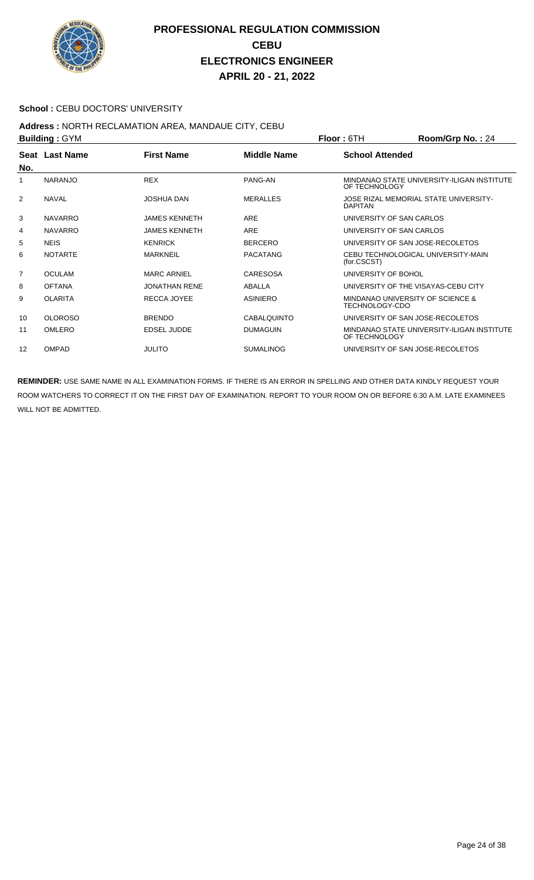# PROFESSIONAL REGULATION COMMISSION
## CEBU
## ELECTRONICS ENGINEER
## APRIL 20 - 21, 2022

**School :** CEBU DOCTORS' UNIVERSITY

**Address :** NORTH RECLAMATION AREA, MANDAUE CITY, CEBU

**Building :** GYM **Floor :** 6TH **Room/Grp No. :** 24

| Seat No. | Last Name | First Name | Middle Name | School Attended |
|---|---|---|---|---|
| 1 | NARANJO | REX | PANG-AN | MINDANAO STATE UNIVERSITY-ILIGAN INSTITUTE OF TECHNOLOGY |
| 2 | NAVAL | JOSHUA DAN | MERALLES | JOSE RIZAL MEMORIAL STATE UNIVERSITY-DAPITAN |
| 3 | NAVARRO | JAMES KENNETH | ARE | UNIVERSITY OF SAN CARLOS |
| 4 | NAVARRO | JAMES KENNETH | ARE | UNIVERSITY OF SAN CARLOS |
| 5 | NEIS | KENRICK | BERCERO | UNIVERSITY OF SAN JOSE-RECOLETOS |
| 6 | NOTARTE | MARKNEIL | PACATANG | CEBU TECHNOLOGICAL UNIVERSITY-MAIN (for.CSCST) |
| 7 | OCULAM | MARC ARNIEL | CARESOSA | UNIVERSITY OF BOHOL |
| 8 | OFTANA | JONATHAN RENE | ABALLA | UNIVERSITY OF THE VISAYAS-CEBU CITY |
| 9 | OLARITA | RECCA JOYEE | ASINIERO | MINDANAO UNIVERSITY OF SCIENCE & TECHNOLOGY-CDO |
| 10 | OLOROSO | BRENDO | CABALQUINTO | UNIVERSITY OF SAN JOSE-RECOLETOS |
| 11 | OMLERO | EDSEL JUDDE | DUMAGUIN | MINDANAO STATE UNIVERSITY-ILIGAN INSTITUTE OF TECHNOLOGY |
| 12 | OMPAD | JULITO | SUMALINOG | UNIVERSITY OF SAN JOSE-RECOLETOS |

**REMINDER:** USE SAME NAME IN ALL EXAMINATION FORMS. IF THERE IS AN ERROR IN SPELLING AND OTHER DATA KINDLY REQUEST YOUR ROOM WATCHERS TO CORRECT IT ON THE FIRST DAY OF EXAMINATION. REPORT TO YOUR ROOM ON OR BEFORE 6:30 A.M. LATE EXAMINEES WILL NOT BE ADMITTED.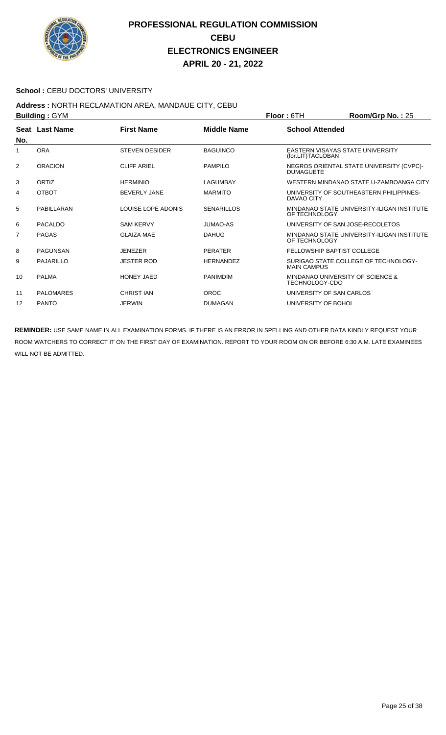# PROFESSIONAL REGULATION COMMISSION
## CEBU
## ELECTRONICS ENGINEER
## APRIL 20 - 21, 2022

**School :** CEBU DOCTORS' UNIVERSITY

**Address :** NORTH RECLAMATION AREA, MANDAUE CITY, CEBU

**Building :** GYM **Floor :** 6TH **Room/Grp No. :** 25

| Seat No. | Last Name | First Name | Middle Name | School Attended |
|---|---|---|---|---|
| 1 | ORA | STEVEN DESIDER | BAGUINCO | EASTERN VISAYAS STATE UNIVERSITY (for.LIT)TACLOBAN |
| 2 | ORACION | CLIFF ARIEL | PAMPILO | NEGROS ORIENTAL STATE UNIVERSITY (CVPC)-DUMAGUETE |
| 3 | ORTIZ | HERMINIO | LAGUMBAY | WESTERN MINDANAO STATE U-ZAMBOANGA CITY |
| 4 | OTBOT | BEVERLY JANE | MARMITO | UNIVERSITY OF SOUTHEASTERN PHILIPPINES-DAVAO CITY |
| 5 | PABILLARAN | LOUISE LOPE ADONIS | SENARILLOS | MINDANAO STATE UNIVERSITY-ILIGAN INSTITUTE OF TECHNOLOGY |
| 6 | PACALDO | SAM KERVY | JUMAO-AS | UNIVERSITY OF SAN JOSE-RECOLETOS |
| 7 | PAGAS | GLAIZA MAE | DAHUG | MINDANAO STATE UNIVERSITY-ILIGAN INSTITUTE OF TECHNOLOGY |
| 8 | PAGUNSAN | JENEZER | PERATER | FELLOWSHIP BAPTIST COLLEGE |
| 9 | PAJARILLO | JESTER ROD | HERNANDEZ | SURIGAO STATE COLLEGE OF TECHNOLOGY-MAIN CAMPUS |
| 10 | PALMA | HONEY JAED | PANIMDIM | MINDANAO UNIVERSITY OF SCIENCE & TECHNOLOGY-CDO |
| 11 | PALOMARES | CHRIST IAN | OROC | UNIVERSITY OF SAN CARLOS |
| 12 | PANTO | JERWIN | DUMAGAN | UNIVERSITY OF BOHOL |

**REMINDER:** USE SAME NAME IN ALL EXAMINATION FORMS. IF THERE IS AN ERROR IN SPELLING AND OTHER DATA KINDLY REQUEST YOUR ROOM WATCHERS TO CORRECT IT ON THE FIRST DAY OF EXAMINATION. REPORT TO YOUR ROOM ON OR BEFORE 6:30 A.M. LATE EXAMINEES WILL NOT BE ADMITTED.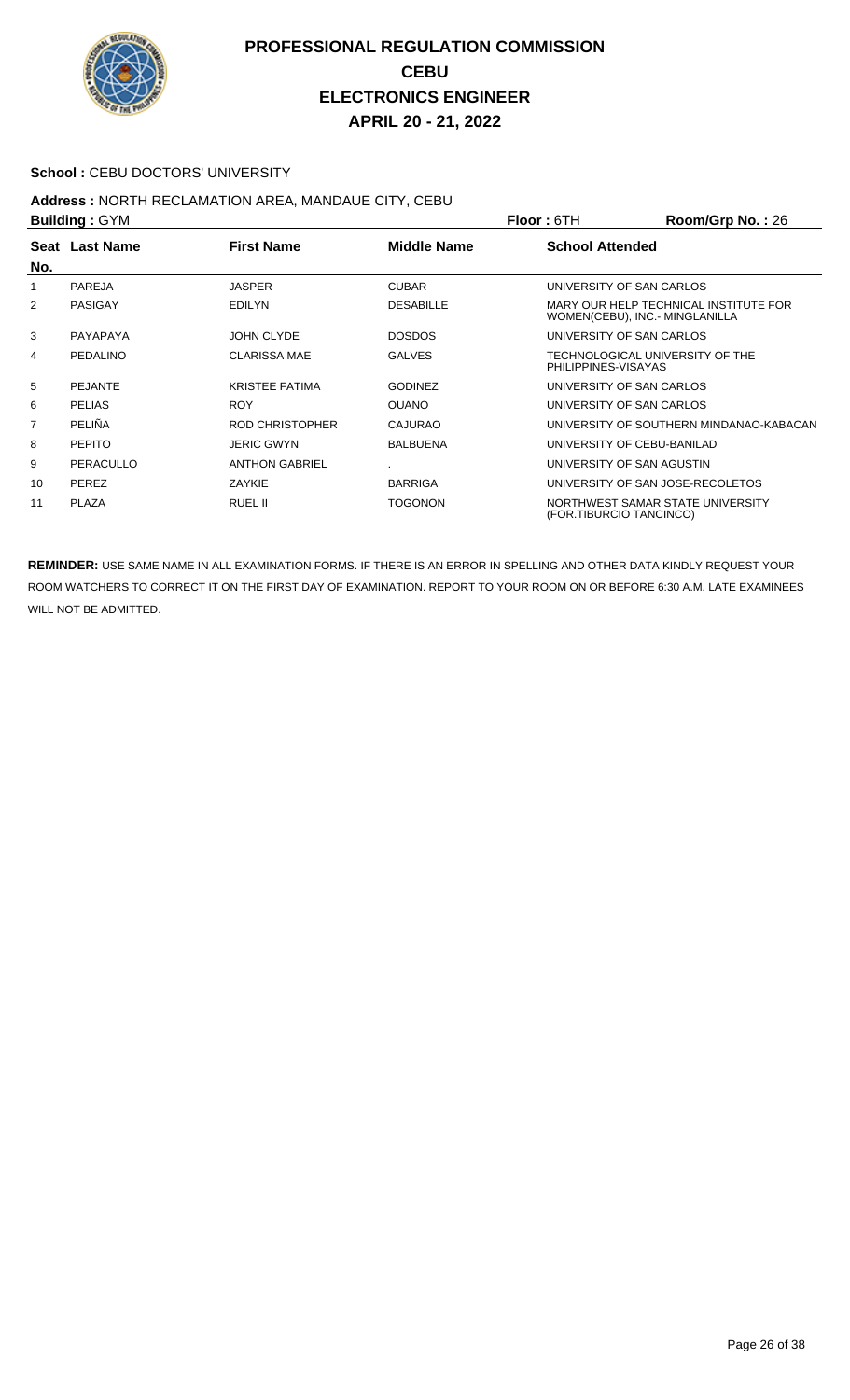# PROFESSIONAL REGULATION COMMISSION
## CEBU
## ELECTRONICS ENGINEER
## APRIL 20 - 21, 2022

**School :** CEBU DOCTORS' UNIVERSITY

**Address :** NORTH RECLAMATION AREA, MANDAUE CITY, CEBU

**Building :** GYM **Floor :** 6TH **Room/Grp No. :** 26

| Seat No. | Last Name | First Name | Middle Name | School Attended |
|---|---|---|---|---|
| 1 | PAREJA | JASPER | CUBAR | UNIVERSITY OF SAN CARLOS |
| 2 | PASIGAY | EDILYN | DESABILLE | MARY OUR HELP TECHNICAL INSTITUTE FOR WOMEN(CEBU), INC.- MINGLANILLA |
| 3 | PAYAPAYA | JOHN CLYDE | DOSDOS | UNIVERSITY OF SAN CARLOS |
| 4 | PEDALINO | CLARISSA MAE | GALVES | TECHNOLOGICAL UNIVERSITY OF THE PHILIPPINES-VISAYAS |
| 5 | PEJANTE | KRISTEE FATIMA | GODINEZ | UNIVERSITY OF SAN CARLOS |
| 6 | PELIAS | ROY | OUANO | UNIVERSITY OF SAN CARLOS |
| 7 | PELIÑA | ROD CHRISTOPHER | CAJURAO | UNIVERSITY OF SOUTHERN MINDANAO-KABACAN |
| 8 | PEPITO | JERIC GWYN | BALBUENA | UNIVERSITY OF CEBU-BANILAD |
| 9 | PERACULLO | ANTHON GABRIEL | . | UNIVERSITY OF SAN AGUSTIN |
| 10 | PEREZ | ZAYKIE | BARRIGA | UNIVERSITY OF SAN JOSE-RECOLETOS |
| 11 | PLAZA | RUEL II | TOGONON | NORTHWEST SAMAR STATE UNIVERSITY (FOR.TIBURCIO TANCINCO) |

**REMINDER:** USE SAME NAME IN ALL EXAMINATION FORMS. IF THERE IS AN ERROR IN SPELLING AND OTHER DATA KINDLY REQUEST YOUR ROOM WATCHERS TO CORRECT IT ON THE FIRST DAY OF EXAMINATION. REPORT TO YOUR ROOM ON OR BEFORE 6:30 A.M. LATE EXAMINEES WILL NOT BE ADMITTED.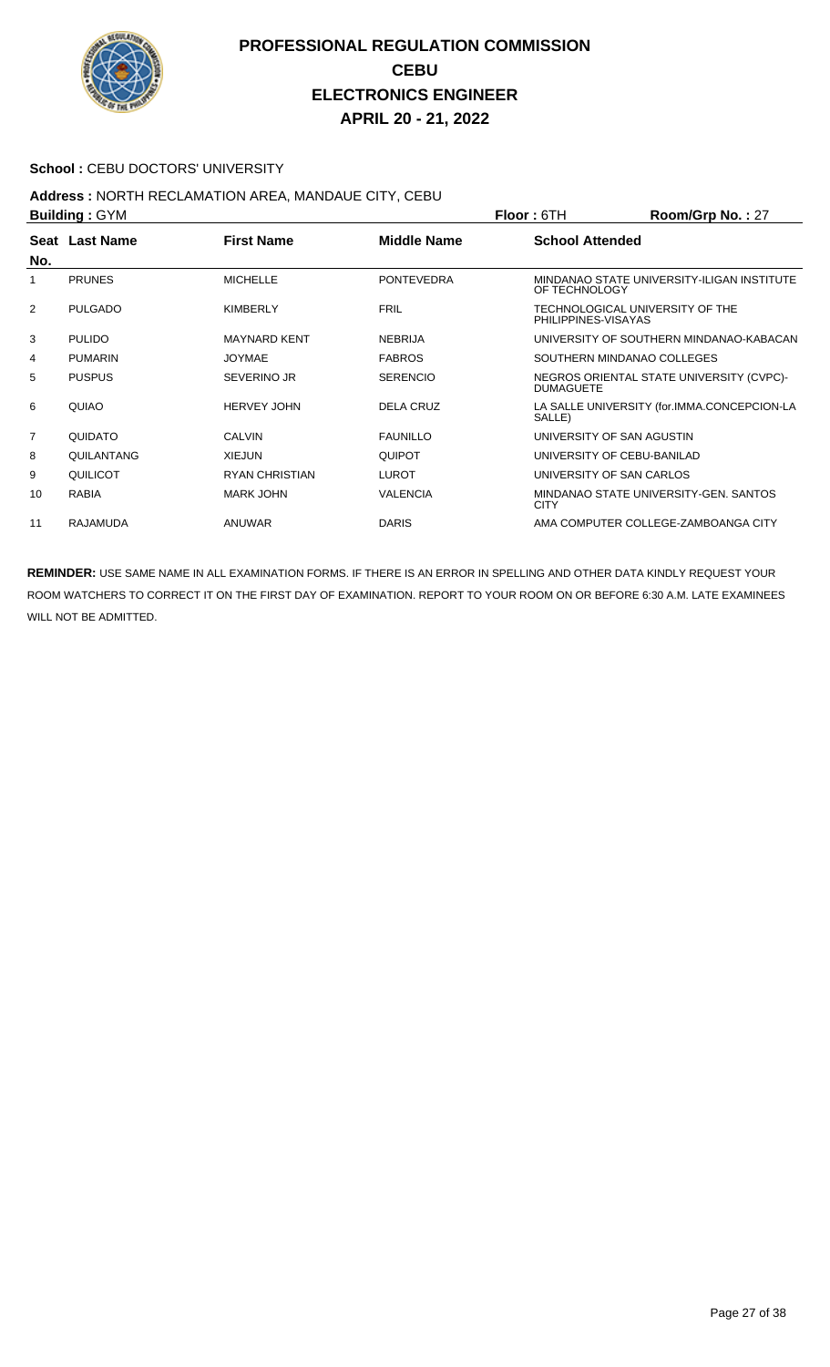# PROFESSIONAL REGULATION COMMISSION
## CEBU
## ELECTRONICS ENGINEER
## APRIL 20 - 21, 2022

**School :** CEBU DOCTORS' UNIVERSITY

**Address :** NORTH RECLAMATION AREA, MANDAUE CITY, CEBU

**Building :** GYM **Floor :** 6TH **Room/Grp No. :** 27

| Seat No. | Last Name | First Name | Middle Name | School Attended |
|---|---|---|---|---|
| 1 | PRUNES | MICHELLE | PONTEVEDRA | MINDANAO STATE UNIVERSITY-ILIGAN INSTITUTE OF TECHNOLOGY |
| 2 | PULGADO | KIMBERLY | FRIL | TECHNOLOGICAL UNIVERSITY OF THE PHILIPPINES-VISAYAS |
| 3 | PULIDO | MAYNARD KENT | NEBRIJA | UNIVERSITY OF SOUTHERN MINDANAO-KABACAN |
| 4 | PUMARIN | JOYMAE | FABROS | SOUTHERN MINDANAO COLLEGES |
| 5 | PUSPUS | SEVERINO JR | SERENCIO | NEGROS ORIENTAL STATE UNIVERSITY (CVPC)-DUMAGUETE |
| 6 | QUIAO | HERVEY JOHN | DELA CRUZ | LA SALLE UNIVERSITY (for.IMMA.CONCEPCION-LA SALLE) |
| 7 | QUIDATO | CALVIN | FAUNILLO | UNIVERSITY OF SAN AGUSTIN |
| 8 | QUILANTANG | XIEJUN | QUIPOT | UNIVERSITY OF CEBU-BANILAD |
| 9 | QUILICOT | RYAN CHRISTIAN | LUROT | UNIVERSITY OF SAN CARLOS |
| 10 | RABIA | MARK JOHN | VALENCIA | MINDANAO STATE UNIVERSITY-GEN. SANTOS CITY |
| 11 | RAJAMUDA | ANUWAR | DARIS | AMA COMPUTER COLLEGE-ZAMBOANGA CITY |

**REMINDER:** USE SAME NAME IN ALL EXAMINATION FORMS. IF THERE IS AN ERROR IN SPELLING AND OTHER DATA KINDLY REQUEST YOUR ROOM WATCHERS TO CORRECT IT ON THE FIRST DAY OF EXAMINATION. REPORT TO YOUR ROOM ON OR BEFORE 6:30 A.M. LATE EXAMINEES WILL NOT BE ADMITTED.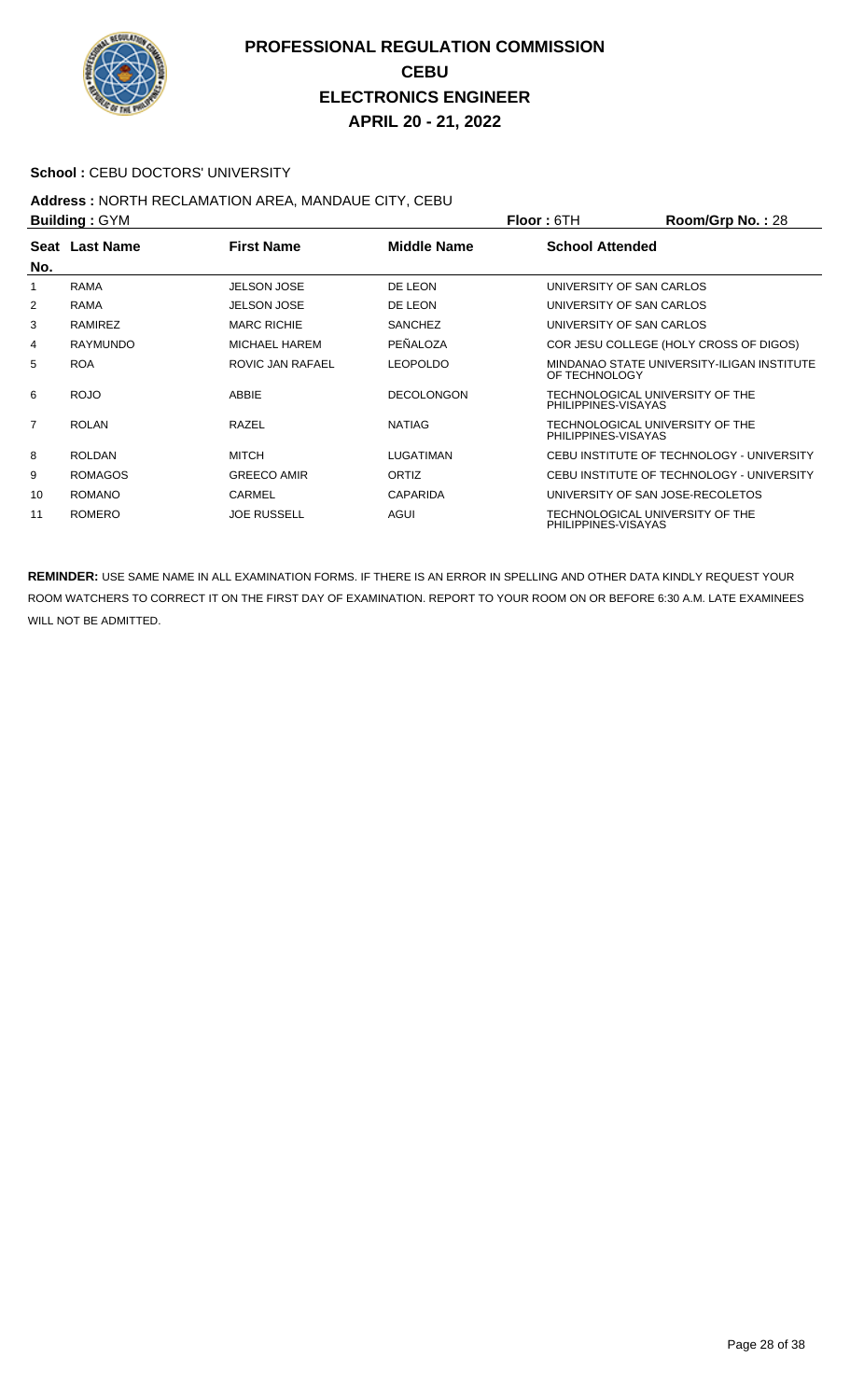# PROFESSIONAL REGULATION COMMISSION
## CEBU
## ELECTRONICS ENGINEER
## APRIL 20 - 21, 2022

**School :** CEBU DOCTORS' UNIVERSITY

**Address :** NORTH RECLAMATION AREA, MANDAUE CITY, CEBU

**Building :** GYM **Floor :** 6TH **Room/Grp No. :** 28

| Seat No. | Last Name | First Name | Middle Name | School Attended |
|---|---|---|---|---|
| 1 | RAMA | JELSON JOSE | DE LEON | UNIVERSITY OF SAN CARLOS |
| 2 | RAMA | JELSON JOSE | DE LEON | UNIVERSITY OF SAN CARLOS |
| 3 | RAMIREZ | MARC RICHIE | SANCHEZ | UNIVERSITY OF SAN CARLOS |
| 4 | RAYMUNDO | MICHAEL HAREM | PEÑALOZA | COR JESU COLLEGE (HOLY CROSS OF DIGOS) |
| 5 | ROA | ROVIC JAN RAFAEL | LEOPOLDO | MINDANAO STATE UNIVERSITY-ILIGAN INSTITUTE OF TECHNOLOGY |
| 6 | ROJO | ABBIE | DECOLONGON | TECHNOLOGICAL UNIVERSITY OF THE PHILIPPINES-VISAYAS |
| 7 | ROLAN | RAZEL | NATIAG | TECHNOLOGICAL UNIVERSITY OF THE PHILIPPINES-VISAYAS |
| 8 | ROLDAN | MITCH | LUGATIMAN | CEBU INSTITUTE OF TECHNOLOGY - UNIVERSITY |
| 9 | ROMAGOS | GREECO AMIR | ORTIZ | CEBU INSTITUTE OF TECHNOLOGY - UNIVERSITY |
| 10 | ROMANO | CARMEL | CAPARIDA | UNIVERSITY OF SAN JOSE-RECOLETOS |
| 11 | ROMERO | JOE RUSSELL | AGUI | TECHNOLOGICAL UNIVERSITY OF THE PHILIPPINES-VISAYAS |

**REMINDER:** USE SAME NAME IN ALL EXAMINATION FORMS. IF THERE IS AN ERROR IN SPELLING AND OTHER DATA KINDLY REQUEST YOUR ROOM WATCHERS TO CORRECT IT ON THE FIRST DAY OF EXAMINATION. REPORT TO YOUR ROOM ON OR BEFORE 6:30 A.M. LATE EXAMINEES WILL NOT BE ADMITTED.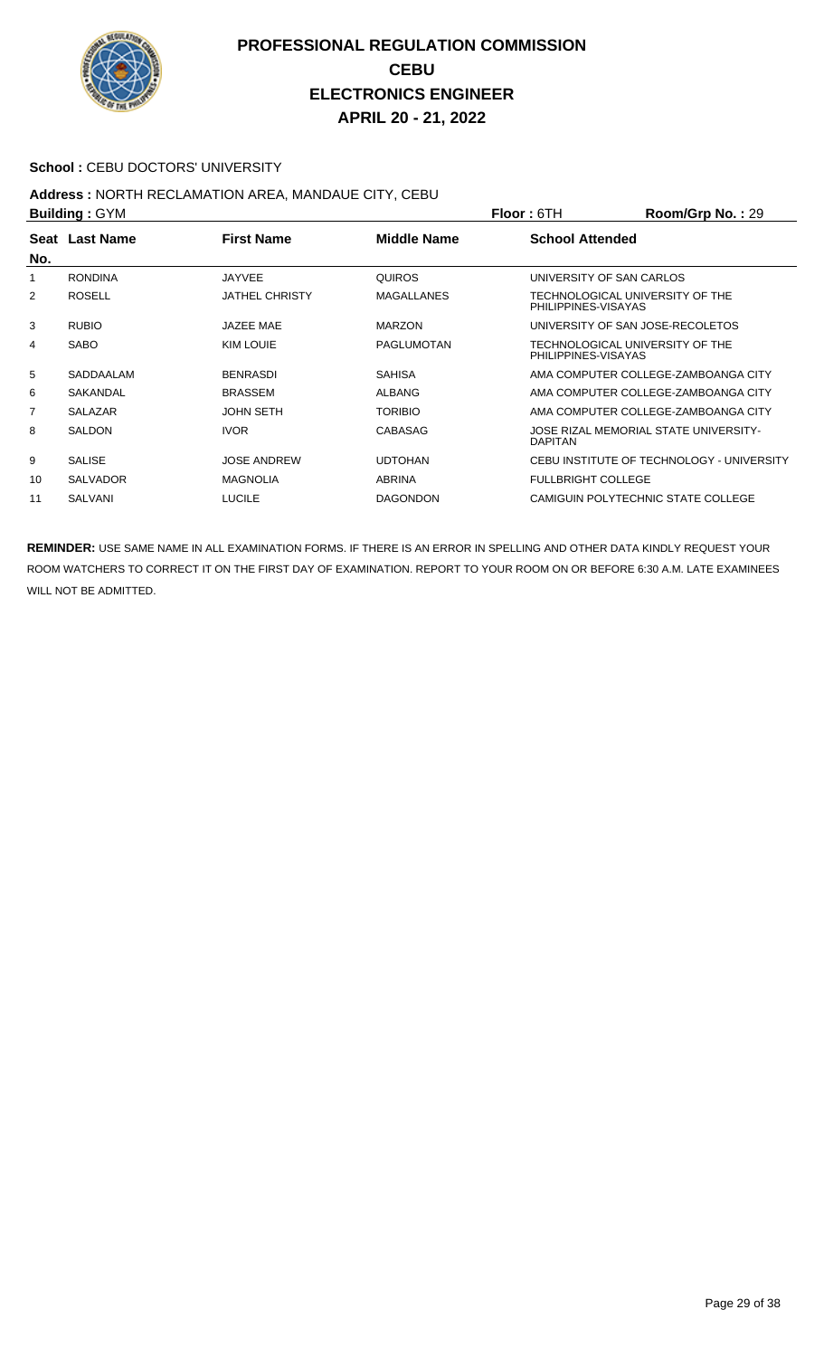# PROFESSIONAL REGULATION COMMISSION
## CEBU
## ELECTRONICS ENGINEER
## APRIL 20 - 21, 2022

**School :** CEBU DOCTORS' UNIVERSITY

**Address :** NORTH RECLAMATION AREA, MANDAUE CITY, CEBU

**Building :** GYM **Floor :** 6TH **Room/Grp No. :** 29

| Seat No. | Last Name | First Name | Middle Name | School Attended |
|---|---|---|---|---|
| 1 | RONDINA | JAYVEE | QUIROS | UNIVERSITY OF SAN CARLOS |
| 2 | ROSELL | JATHEL CHRISTY | MAGALLANES | TECHNOLOGICAL UNIVERSITY OF THE PHILIPPINES-VISAYAS |
| 3 | RUBIO | JAZEE MAE | MARZON | UNIVERSITY OF SAN JOSE-RECOLETOS |
| 4 | SABO | KIM LOUIE | PAGLUMOTAN | TECHNOLOGICAL UNIVERSITY OF THE PHILIPPINES-VISAYAS |
| 5 | SADDAALAM | BENRASDI | SAHISA | AMA COMPUTER COLLEGE-ZAMBOANGA CITY |
| 6 | SAKANDAL | BRASSEM | ALBANG | AMA COMPUTER COLLEGE-ZAMBOANGA CITY |
| 7 | SALAZAR | JOHN SETH | TORIBIO | AMA COMPUTER COLLEGE-ZAMBOANGA CITY |
| 8 | SALDON | IVOR | CABASAG | JOSE RIZAL MEMORIAL STATE UNIVERSITY-DAPITAN |
| 9 | SALISE | JOSE ANDREW | UDTOHAN | CEBU INSTITUTE OF TECHNOLOGY - UNIVERSITY |
| 10 | SALVADOR | MAGNOLIA | ABRINA | FULLBRIGHT COLLEGE |
| 11 | SALVANI | LUCILE | DAGONDON | CAMIGUIN POLYTECHNIC STATE COLLEGE |

**REMINDER:** USE SAME NAME IN ALL EXAMINATION FORMS. IF THERE IS AN ERROR IN SPELLING AND OTHER DATA KINDLY REQUEST YOUR ROOM WATCHERS TO CORRECT IT ON THE FIRST DAY OF EXAMINATION. REPORT TO YOUR ROOM ON OR BEFORE 6:30 A.M. LATE EXAMINEES WILL NOT BE ADMITTED.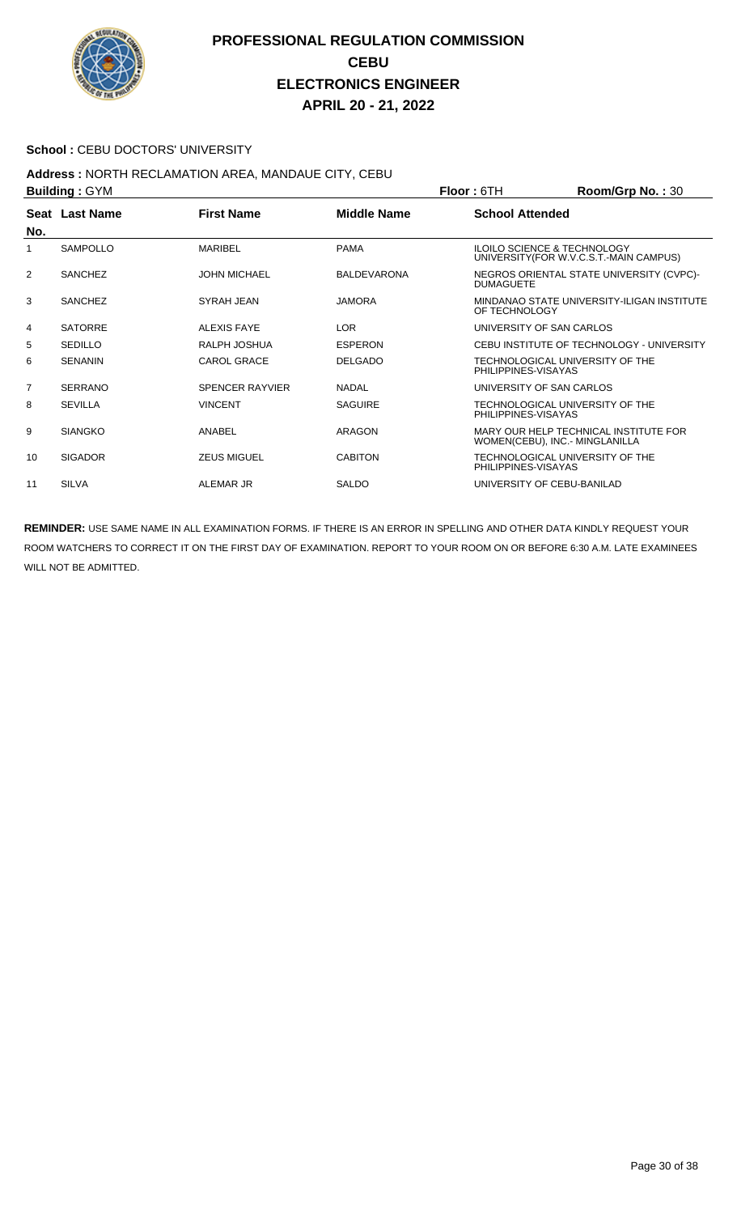# PROFESSIONAL REGULATION COMMISSION
## CEBU
## ELECTRONICS ENGINEER
## APRIL 20 - 21, 2022

**School :** CEBU DOCTORS' UNIVERSITY

**Address :** NORTH RECLAMATION AREA, MANDAUE CITY, CEBU

**Building :** GYM **Floor :** 6TH **Room/Grp No. :** 30

| Seat No. | Last Name | First Name | Middle Name | School Attended |
|---|---|---|---|---|
| 1 | SAMPOLLO | MARIBEL | PAMA | ILOILO SCIENCE & TECHNOLOGY UNIVERSITY(FOR W.V.C.S.T.-MAIN CAMPUS) |
| 2 | SANCHEZ | JOHN MICHAEL | BALDEVARONA | NEGROS ORIENTAL STATE UNIVERSITY (CVPC)-DUMAGUETE |
| 3 | SANCHEZ | SYRAH JEAN | JAMORA | MINDANAO STATE UNIVERSITY-ILIGAN INSTITUTE OF TECHNOLOGY |
| 4 | SATORRE | ALEXIS FAYE | LOR | UNIVERSITY OF SAN CARLOS |
| 5 | SEDILLO | RALPH JOSHUA | ESPERON | CEBU INSTITUTE OF TECHNOLOGY - UNIVERSITY |
| 6 | SENANIN | CAROL GRACE | DELGADO | TECHNOLOGICAL UNIVERSITY OF THE PHILIPPINES-VISAYAS |
| 7 | SERRANO | SPENCER RAYVIER | NADAL | UNIVERSITY OF SAN CARLOS |
| 8 | SEVILLA | VINCENT | SAGUIRE | TECHNOLOGICAL UNIVERSITY OF THE PHILIPPINES-VISAYAS |
| 9 | SIANGKO | ANABEL | ARAGON | MARY OUR HELP TECHNICAL INSTITUTE FOR WOMEN(CEBU), INC.- MINGLANILLA |
| 10 | SIGADOR | ZEUS MIGUEL | CABITON | TECHNOLOGICAL UNIVERSITY OF THE PHILIPPINES-VISAYAS |
| 11 | SILVA | ALEMAR JR | SALDO | UNIVERSITY OF CEBU-BANILAD |

**REMINDER:** USE SAME NAME IN ALL EXAMINATION FORMS. IF THERE IS AN ERROR IN SPELLING AND OTHER DATA KINDLY REQUEST YOUR ROOM WATCHERS TO CORRECT IT ON THE FIRST DAY OF EXAMINATION. REPORT TO YOUR ROOM ON OR BEFORE 6:30 A.M. LATE EXAMINEES WILL NOT BE ADMITTED.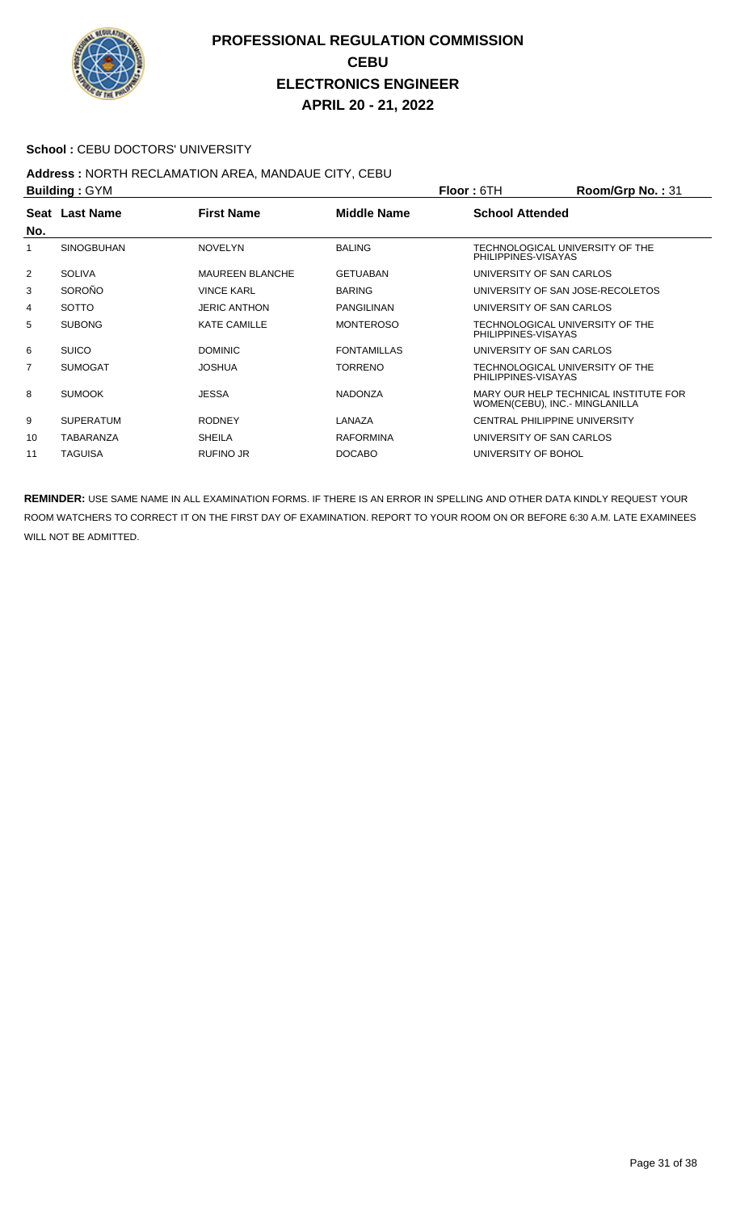# PROFESSIONAL REGULATION COMMISSION
## CEBU
## ELECTRONICS ENGINEER
## APRIL 20 - 21, 2022

**School :** CEBU DOCTORS' UNIVERSITY

**Address :** NORTH RECLAMATION AREA, MANDAUE CITY, CEBU

**Building :** GYM **Floor :** 6TH **Room/Grp No. :** 31

| Seat No. | Last Name | First Name | Middle Name | School Attended |
|---|---|---|---|---|
| 1 | SINOGBUHAN | NOVELYN | BALING | TECHNOLOGICAL UNIVERSITY OF THE PHILIPPINES-VISAYAS |
| 2 | SOLIVA | MAUREEN BLANCHE | GETUABAN | UNIVERSITY OF SAN CARLOS |
| 3 | SOROÑO | VINCE KARL | BARING | UNIVERSITY OF SAN JOSE-RECOLETOS |
| 4 | SOTTO | JERIC ANTHON | PANGILINAN | UNIVERSITY OF SAN CARLOS |
| 5 | SUBONG | KATE CAMILLE | MONTEROSO | TECHNOLOGICAL UNIVERSITY OF THE PHILIPPINES-VISAYAS |
| 6 | SUICO | DOMINIC | FONTAMILLAS | UNIVERSITY OF SAN CARLOS |
| 7 | SUMOGAT | JOSHUA | TORRENO | TECHNOLOGICAL UNIVERSITY OF THE PHILIPPINES-VISAYAS |
| 8 | SUMOOK | JESSA | NADONZA | MARY OUR HELP TECHNICAL INSTITUTE FOR WOMEN(CEBU), INC.- MINGLANILLA |
| 9 | SUPERATUM | RODNEY | LANAZA | CENTRAL PHILIPPINE UNIVERSITY |
| 10 | TABARANZA | SHEILA | RAFORMINA | UNIVERSITY OF SAN CARLOS |
| 11 | TAGUISA | RUFINO JR | DOCABO | UNIVERSITY OF BOHOL |

**REMINDER:** USE SAME NAME IN ALL EXAMINATION FORMS. IF THERE IS AN ERROR IN SPELLING AND OTHER DATA KINDLY REQUEST YOUR ROOM WATCHERS TO CORRECT IT ON THE FIRST DAY OF EXAMINATION. REPORT TO YOUR ROOM ON OR BEFORE 6:30 A.M. LATE EXAMINEES WILL NOT BE ADMITTED.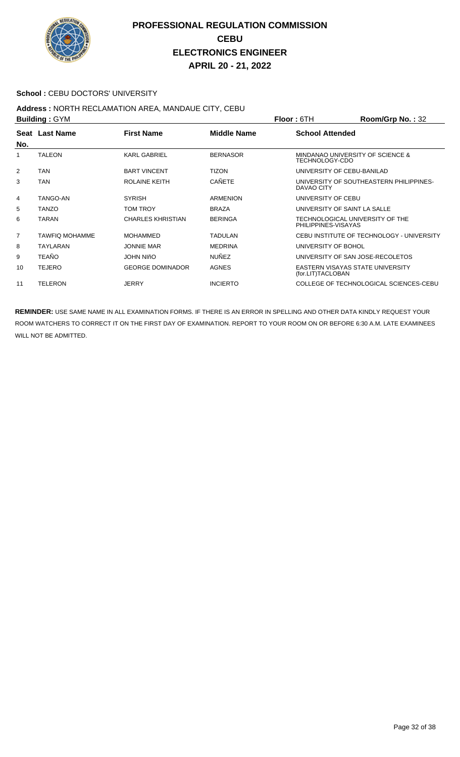# PROFESSIONAL REGULATION COMMISSION
## CEBU
## ELECTRONICS ENGINEER
## APRIL 20 - 21, 2022

**School :** CEBU DOCTORS' UNIVERSITY

**Address :** NORTH RECLAMATION AREA, MANDAUE CITY, CEBU

**Building :** GYM **Floor :** 6TH **Room/Grp No. :** 32

| Seat No. | Last Name | First Name | Middle Name | School Attended |
|---|---|---|---|---|
| 1 | TALEON | KARL GABRIEL | BERNASOR | MINDANAO UNIVERSITY OF SCIENCE & TECHNOLOGY-CDO |
| 2 | TAN | BART VINCENT | TIZON | UNIVERSITY OF CEBU-BANILAD |
| 3 | TAN | ROLAINE KEITH | CAÑETE | UNIVERSITY OF SOUTHEASTERN PHILIPPINES-DAVAO CITY |
| 4 | TANGO-AN | SYRISH | ARMENION | UNIVERSITY OF CEBU |
| 5 | TANZO | TOM TROY | BRAZA | UNIVERSITY OF SAINT LA SALLE |
| 6 | TARAN | CHARLES KHRISTIAN | BERINGA | TECHNOLOGICAL UNIVERSITY OF THE PHILIPPINES-VISAYAS |
| 7 | TAWFIQ MOHAMME | MOHAMMED | TADULAN | CEBU INSTITUTE OF TECHNOLOGY - UNIVERSITY |
| 8 | TAYLARAN | JONNIE MAR | MEDRINA | UNIVERSITY OF BOHOL |
| 9 | TEAÑO | JOHN NIñO | NUÑEZ | UNIVERSITY OF SAN JOSE-RECOLETOS |
| 10 | TEJERO | GEORGE DOMINADOR | AGNES | EASTERN VISAYAS STATE UNIVERSITY (for.LIT)TACLOBAN |
| 11 | TELERON | JERRY | INCIERTO | COLLEGE OF TECHNOLOGICAL SCIENCES-CEBU |

**REMINDER:** USE SAME NAME IN ALL EXAMINATION FORMS. IF THERE IS AN ERROR IN SPELLING AND OTHER DATA KINDLY REQUEST YOUR ROOM WATCHERS TO CORRECT IT ON THE FIRST DAY OF EXAMINATION. REPORT TO YOUR ROOM ON OR BEFORE 6:30 A.M. LATE EXAMINEES WILL NOT BE ADMITTED.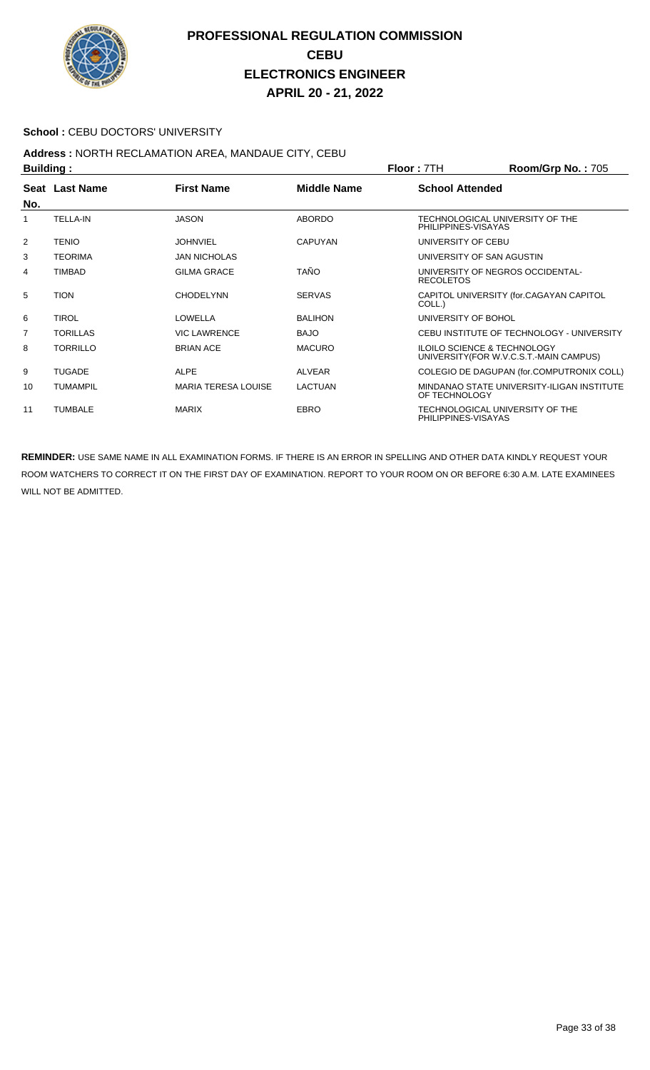# PROFESSIONAL REGULATION COMMISSION
## CEBU
## ELECTRONICS ENGINEER
## APRIL 20 - 21, 2022

**School :** CEBU DOCTORS' UNIVERSITY

**Address :** NORTH RECLAMATION AREA, MANDAUE CITY, CEBU

**Building :** | **Floor :** 7TH | **Room/Grp No. :** 705

| Seat No. | Last Name | First Name | Middle Name | School Attended |
|---|---|---|---|---|
| 1 | TELLA-IN | JASON | ABORDO | TECHNOLOGICAL UNIVERSITY OF THE PHILIPPINES-VISAYAS |
| 2 | TENIO | JOHNVIEL | CAPUYAN | UNIVERSITY OF CEBU |
| 3 | TEORIMA | JAN NICHOLAS | | UNIVERSITY OF SAN AGUSTIN |
| 4 | TIMBAD | GILMA GRACE | TAÑO | UNIVERSITY OF NEGROS OCCIDENTAL-RECOLETOS |
| 5 | TION | CHODELYNN | SERVAS | CAPITOL UNIVERSITY (for.CAGAYAN CAPITOL COLL.) |
| 6 | TIROL | LOWELLA | BALIHON | UNIVERSITY OF BOHOL |
| 7 | TORILLAS | VIC LAWRENCE | BAJO | CEBU INSTITUTE OF TECHNOLOGY - UNIVERSITY |
| 8 | TORRILLO | BRIAN ACE | MACURO | ILOILO SCIENCE & TECHNOLOGY UNIVERSITY(FOR W.V.C.S.T.-MAIN CAMPUS) |
| 9 | TUGADE | ALPE | ALVEAR | COLEGIO DE DAGUPAN (for.COMPUTRONIX COLL) |
| 10 | TUMAMPIL | MARIA TERESA LOUISE | LACTUAN | MINDANAO STATE UNIVERSITY-ILIGAN INSTITUTE OF TECHNOLOGY |
| 11 | TUMBALE | MARIX | EBRO | TECHNOLOGICAL UNIVERSITY OF THE PHILIPPINES-VISAYAS |

**REMINDER:** USE SAME NAME IN ALL EXAMINATION FORMS. IF THERE IS AN ERROR IN SPELLING AND OTHER DATA KINDLY REQUEST YOUR ROOM WATCHERS TO CORRECT IT ON THE FIRST DAY OF EXAMINATION. REPORT TO YOUR ROOM ON OR BEFORE 6:30 A.M. LATE EXAMINEES WILL NOT BE ADMITTED.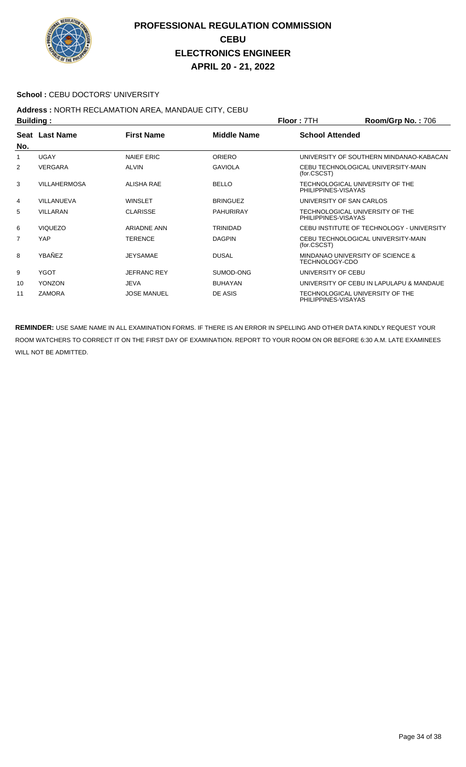# PROFESSIONAL REGULATION COMMISSION
# CEBU
# ELECTRONICS ENGINEER
# APRIL 20 - 21, 2022

**School :** CEBU DOCTORS' UNIVERSITY

**Address :** NORTH RECLAMATION AREA, MANDAUE CITY, CEBU

**Building :** **Floor :** 7TH **Room/Grp No. :** 706

| Seat No. | Last Name | First Name | Middle Name | School Attended |
|---|---|---|---|---|
| 1 | UGAY | NAIEF ERIC | ORIERO | UNIVERSITY OF SOUTHERN MINDANAO-KABACAN |
| 2 | VERGARA | ALVIN | GAVIOLA | CEBU TECHNOLOGICAL UNIVERSITY-MAIN (for.CSCST) |
| 3 | VILLAHERMOSA | ALISHA RAE | BELLO | TECHNOLOGICAL UNIVERSITY OF THE PHILIPPINES-VISAYAS |
| 4 | VILLANUEVA | WINSLET | BRINGUEZ | UNIVERSITY OF SAN CARLOS |
| 5 | VILLARAN | CLARISSE | PAHURIRAY | TECHNOLOGICAL UNIVERSITY OF THE PHILIPPINES-VISAYAS |
| 6 | VIQUEZO | ARIADNE ANN | TRINIDAD | CEBU INSTITUTE OF TECHNOLOGY - UNIVERSITY |
| 7 | YAP | TERENCE | DAGPIN | CEBU TECHNOLOGICAL UNIVERSITY-MAIN (for.CSCST) |
| 8 | YBAÑEZ | JEYSAMAE | DUSAL | MINDANAO UNIVERSITY OF SCIENCE & TECHNOLOGY-CDO |
| 9 | YGOT | JEFRANC REY | SUMOD-ONG | UNIVERSITY OF CEBU |
| 10 | YONZON | JEVA | BUHAYAN | UNIVERSITY OF CEBU IN LAPULAPU & MANDAUE |
| 11 | ZAMORA | JOSE MANUEL | DE ASIS | TECHNOLOGICAL UNIVERSITY OF THE PHILIPPINES-VISAYAS |

**REMINDER:** USE SAME NAME IN ALL EXAMINATION FORMS. IF THERE IS AN ERROR IN SPELLING AND OTHER DATA KINDLY REQUEST YOUR ROOM WATCHERS TO CORRECT IT ON THE FIRST DAY OF EXAMINATION. REPORT TO YOUR ROOM ON OR BEFORE 6:30 A.M. LATE EXAMINEES WILL NOT BE ADMITTED.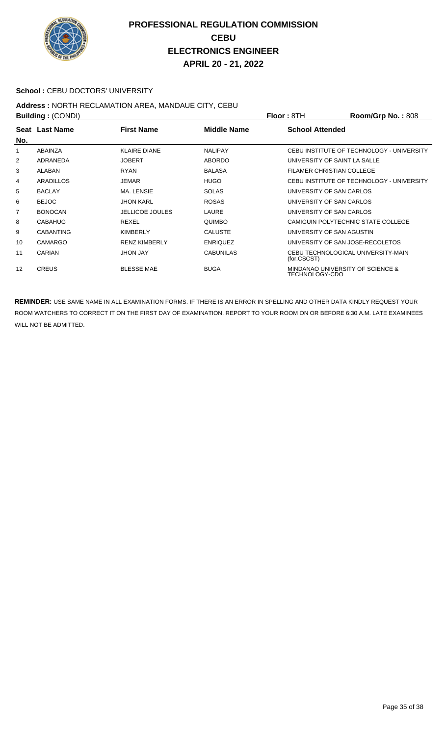# PROFESSIONAL REGULATION COMMISSION
## CEBU
## ELECTRONICS ENGINEER
## APRIL 20 - 21, 2022

**School :** CEBU DOCTORS' UNIVERSITY

**Address :** NORTH RECLAMATION AREA, MANDAUE CITY, CEBU

**Building :** (CONDI) **Floor :** 8TH **Room/Grp No. :** 808

| Seat No. | Last Name | First Name | Middle Name | School Attended |
|---|---|---|---|---|
| 1 | ABAINZA | KLAIRE DIANE | NALIPAY | CEBU INSTITUTE OF TECHNOLOGY - UNIVERSITY |
| 2 | ADRANEDA | JOBERT | ABORDO | UNIVERSITY OF SAINT LA SALLE |
| 3 | ALABAN | RYAN | BALASA | FILAMER CHRISTIAN COLLEGE |
| 4 | ARADILLOS | JEMAR | HUGO | CEBU INSTITUTE OF TECHNOLOGY - UNIVERSITY |
| 5 | BACLAY | MA. LENSIE | SOLAS | UNIVERSITY OF SAN CARLOS |
| 6 | BEJOC | JHON KARL | ROSAS | UNIVERSITY OF SAN CARLOS |
| 7 | BONOCAN | JELLICOE JOULES | LAURE | UNIVERSITY OF SAN CARLOS |
| 8 | CABAHUG | REXEL | QUIMBO | CAMIGUIN POLYTECHNIC STATE COLLEGE |
| 9 | CABANTING | KIMBERLY | CALUSTE | UNIVERSITY OF SAN AGUSTIN |
| 10 | CAMARGO | RENZ KIMBERLY | ENRIQUEZ | UNIVERSITY OF SAN JOSE-RECOLETOS |
| 11 | CARIAN | JHON JAY | CABUNILAS | CEBU TECHNOLOGICAL UNIVERSITY-MAIN (for.CSCST) |
| 12 | CREUS | BLESSE MAE | BUGA | MINDANAO UNIVERSITY OF SCIENCE & TECHNOLOGY-CDO |

**REMINDER:** USE SAME NAME IN ALL EXAMINATION FORMS. IF THERE IS AN ERROR IN SPELLING AND OTHER DATA KINDLY REQUEST YOUR ROOM WATCHERS TO CORRECT IT ON THE FIRST DAY OF EXAMINATION. REPORT TO YOUR ROOM ON OR BEFORE 6:30 A.M. LATE EXAMINEES WILL NOT BE ADMITTED.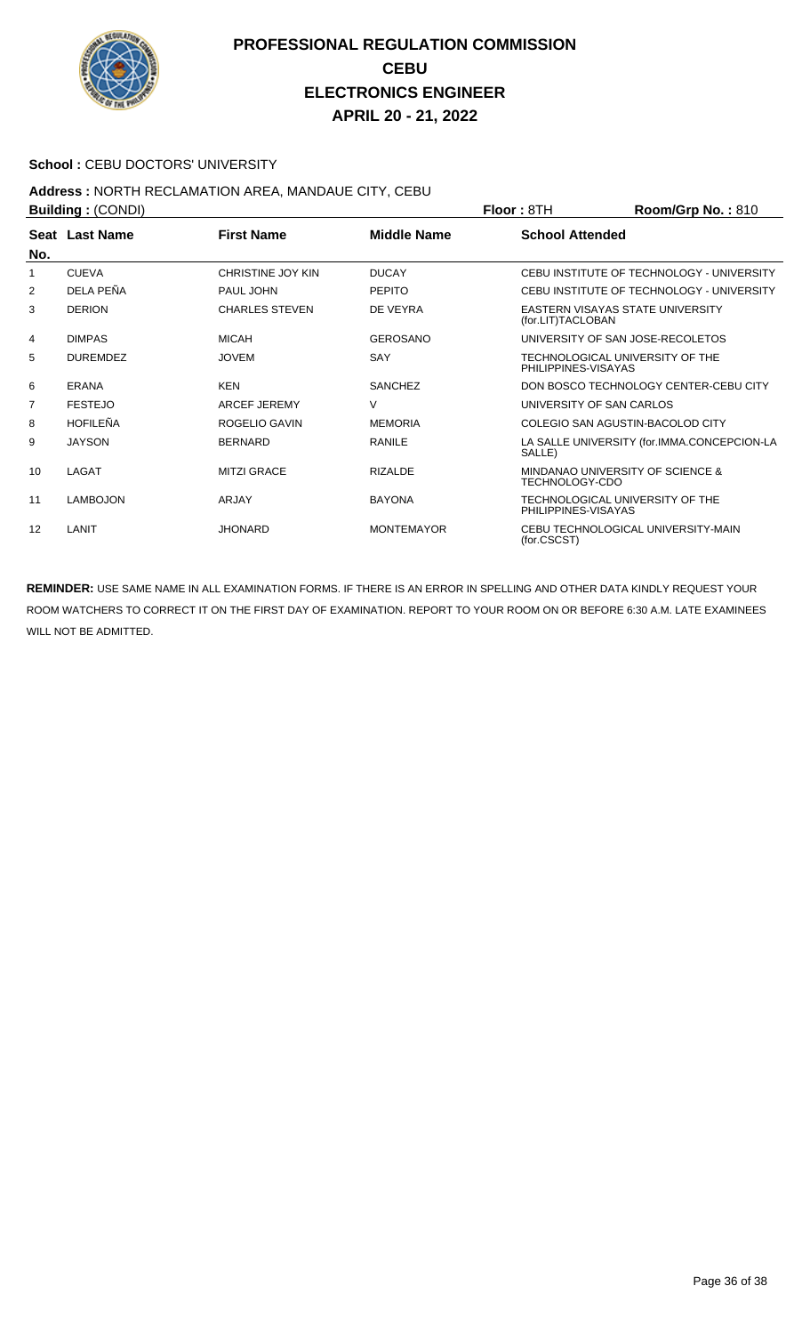# PROFESSIONAL REGULATION COMMISSION
## CEBU
## ELECTRONICS ENGINEER
## APRIL 20 - 21, 2022

**School :** CEBU DOCTORS' UNIVERSITY

**Address :** NORTH RECLAMATION AREA, MANDAUE CITY, CEBU

**Building :** (CONDI) **Floor :** 8TH **Room/Grp No. :** 810

| Seat No. | Last Name | First Name | Middle Name | School Attended |
|---|---|---|---|---|
| 1 | CUEVA | CHRISTINE JOY KIN | DUCAY | CEBU INSTITUTE OF TECHNOLOGY - UNIVERSITY |
| 2 | DELA PEÑA | PAUL JOHN | PEPITO | CEBU INSTITUTE OF TECHNOLOGY - UNIVERSITY |
| 3 | DERION | CHARLES STEVEN | DE VEYRA | EASTERN VISAYAS STATE UNIVERSITY (for.LIT)TACLOBAN |
| 4 | DIMPAS | MICAH | GEROSANO | UNIVERSITY OF SAN JOSE-RECOLETOS |
| 5 | DUREMDEZ | JOVEM | SAY | TECHNOLOGICAL UNIVERSITY OF THE PHILIPPINES-VISAYAS |
| 6 | ERANA | KEN | SANCHEZ | DON BOSCO TECHNOLOGY CENTER-CEBU CITY |
| 7 | FESTEJO | ARCEF JEREMY | V | UNIVERSITY OF SAN CARLOS |
| 8 | HOFILEÑA | ROGELIO GAVIN | MEMORIA | COLEGIO SAN AGUSTIN-BACOLOD CITY |
| 9 | JAYSON | BERNARD | RANILE | LA SALLE UNIVERSITY (for.IMMA.CONCEPCION-LA SALLE) |
| 10 | LAGAT | MITZI GRACE | RIZALDE | MINDANAO UNIVERSITY OF SCIENCE & TECHNOLOGY-CDO |
| 11 | LAMBOJON | ARJAY | BAYONA | TECHNOLOGICAL UNIVERSITY OF THE PHILIPPINES-VISAYAS |
| 12 | LANIT | JHONARD | MONTEMAYOR | CEBU TECHNOLOGICAL UNIVERSITY-MAIN (for.CSCST) |

**REMINDER:** USE SAME NAME IN ALL EXAMINATION FORMS. IF THERE IS AN ERROR IN SPELLING AND OTHER DATA KINDLY REQUEST YOUR ROOM WATCHERS TO CORRECT IT ON THE FIRST DAY OF EXAMINATION. REPORT TO YOUR ROOM ON OR BEFORE 6:30 A.M. LATE EXAMINEES WILL NOT BE ADMITTED.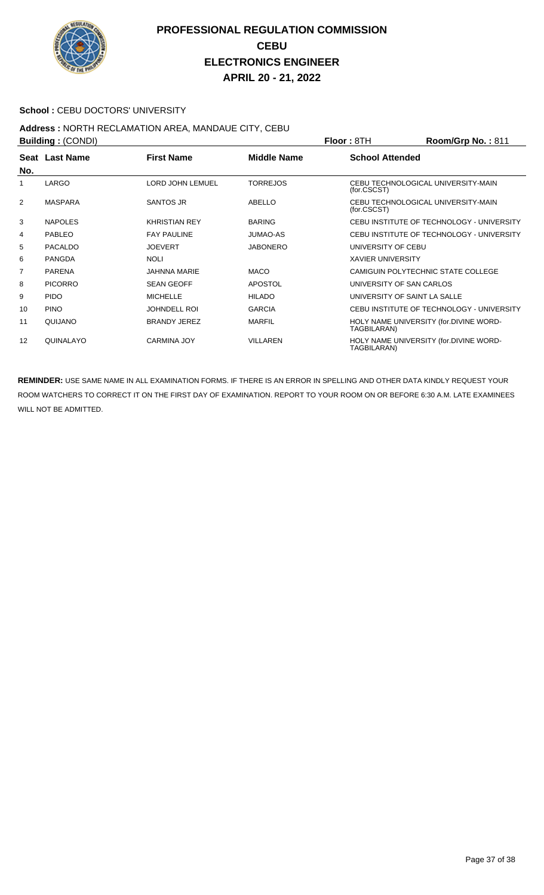# PROFESSIONAL REGULATION COMMISSION
## CEBU
## ELECTRONICS ENGINEER
## APRIL 20 - 21, 2022

**School :** CEBU DOCTORS' UNIVERSITY

**Address :** NORTH RECLAMATION AREA, MANDAUE CITY, CEBU

**Building :** (CONDI) **Floor :** 8TH **Room/Grp No. :** 811

| Seat No. | Last Name | First Name | Middle Name | School Attended |
|---|---|---|---|---|
| 1 | LARGO | LORD JOHN LEMUEL | TORREJOS | CEBU TECHNOLOGICAL UNIVERSITY-MAIN (for.CSCST) |
| 2 | MASPARA | SANTOS JR | ABELLO | CEBU TECHNOLOGICAL UNIVERSITY-MAIN (for.CSCST) |
| 3 | NAPOLES | KHRISTIAN REY | BARING | CEBU INSTITUTE OF TECHNOLOGY - UNIVERSITY |
| 4 | PABLEO | FAY PAULINE | JUMAO-AS | CEBU INSTITUTE OF TECHNOLOGY - UNIVERSITY |
| 5 | PACALDO | JOEVERT | JABONERO | UNIVERSITY OF CEBU |
| 6 | PANGDA | NOLI | | XAVIER UNIVERSITY |
| 7 | PARENA | JAHNNA MARIE | MACO | CAMIGUIN POLYTECHNIC STATE COLLEGE |
| 8 | PICORRO | SEAN GEOFF | APOSTOL | UNIVERSITY OF SAN CARLOS |
| 9 | PIDO | MICHELLE | HILADO | UNIVERSITY OF SAINT LA SALLE |
| 10 | PINO | JOHNDELL ROI | GARCIA | CEBU INSTITUTE OF TECHNOLOGY - UNIVERSITY |
| 11 | QUIJANO | BRANDY JEREZ | MARFIL | HOLY NAME UNIVERSITY (for.DIVINE WORD-TAGBILARAN) |
| 12 | QUINALAYO | CARMINA JOY | VILLAREN | HOLY NAME UNIVERSITY (for.DIVINE WORD-TAGBILARAN) |

**REMINDER:** USE SAME NAME IN ALL EXAMINATION FORMS. IF THERE IS AN ERROR IN SPELLING AND OTHER DATA KINDLY REQUEST YOUR ROOM WATCHERS TO CORRECT IT ON THE FIRST DAY OF EXAMINATION. REPORT TO YOUR ROOM ON OR BEFORE 6:30 A.M. LATE EXAMINEES WILL NOT BE ADMITTED.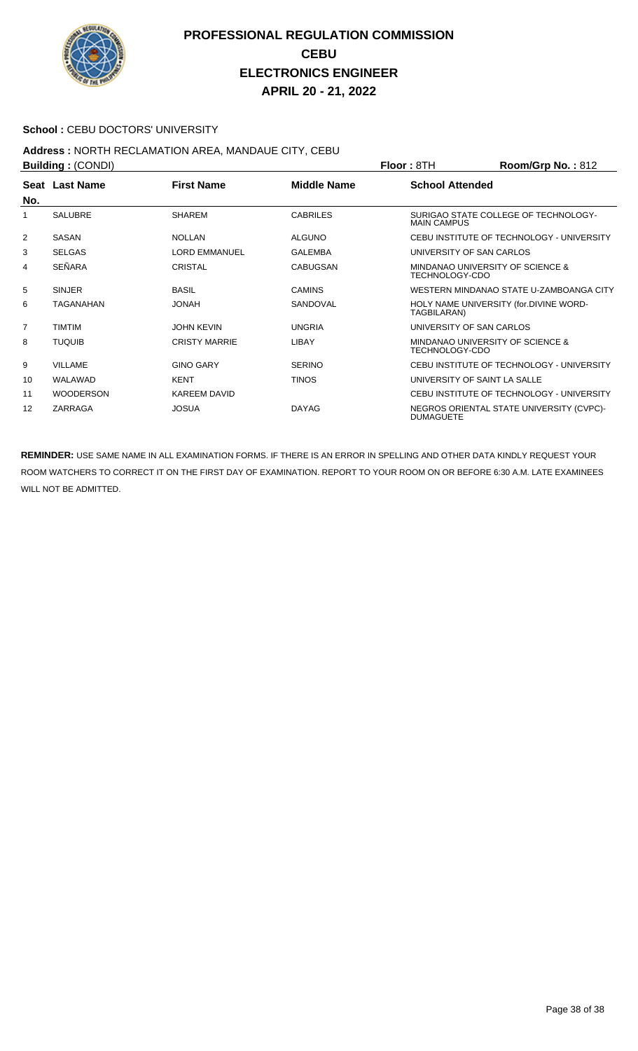# PROFESSIONAL REGULATION COMMISSION
## CEBU
## ELECTRONICS ENGINEER
## APRIL 20 - 21, 2022

**School :** CEBU DOCTORS' UNIVERSITY

**Address :** NORTH RECLAMATION AREA, MANDAUE CITY, CEBU

**Building :** (CONDI) **Floor :** 8TH **Room/Grp No. :** 812

| Seat No. | Last Name | First Name | Middle Name | School Attended |
|---|---|---|---|---|
| 1 | SALUBRE | SHAREM | CABRILES | SURIGAO STATE COLLEGE OF TECHNOLOGY-MAIN CAMPUS |
| 2 | SASAN | NOLLAN | ALGUNO | CEBU INSTITUTE OF TECHNOLOGY - UNIVERSITY |
| 3 | SELGAS | LORD EMMANUEL | GALEMBA | UNIVERSITY OF SAN CARLOS |
| 4 | SEÑARA | CRISTAL | CABUGSAN | MINDANAO UNIVERSITY OF SCIENCE & TECHNOLOGY-CDO |
| 5 | SINJER | BASIL | CAMINS | WESTERN MINDANAO STATE U-ZAMBOANGA CITY |
| 6 | TAGANAHAN | JONAH | SANDOVAL | HOLY NAME UNIVERSITY (for.DIVINE WORD-TAGBILARAN) |
| 7 | TIMTIM | JOHN KEVIN | UNGRIA | UNIVERSITY OF SAN CARLOS |
| 8 | TUQUIB | CRISTY MARRIE | LIBAY | MINDANAO UNIVERSITY OF SCIENCE & TECHNOLOGY-CDO |
| 9 | VILLAME | GINO GARY | SERINO | CEBU INSTITUTE OF TECHNOLOGY - UNIVERSITY |
| 10 | WALAWAD | KENT | TINOS | UNIVERSITY OF SAINT LA SALLE |
| 11 | WOODERSON | KAREEM DAVID | | CEBU INSTITUTE OF TECHNOLOGY - UNIVERSITY |
| 12 | ZARRAGA | JOSUA | DAYAG | NEGROS ORIENTAL STATE UNIVERSITY (CVPC)-DUMAGUETE |

**REMINDER:** USE SAME NAME IN ALL EXAMINATION FORMS. IF THERE IS AN ERROR IN SPELLING AND OTHER DATA KINDLY REQUEST YOUR ROOM WATCHERS TO CORRECT IT ON THE FIRST DAY OF EXAMINATION. REPORT TO YOUR ROOM ON OR BEFORE 6:30 A.M. LATE EXAMINEES WILL NOT BE ADMITTED.